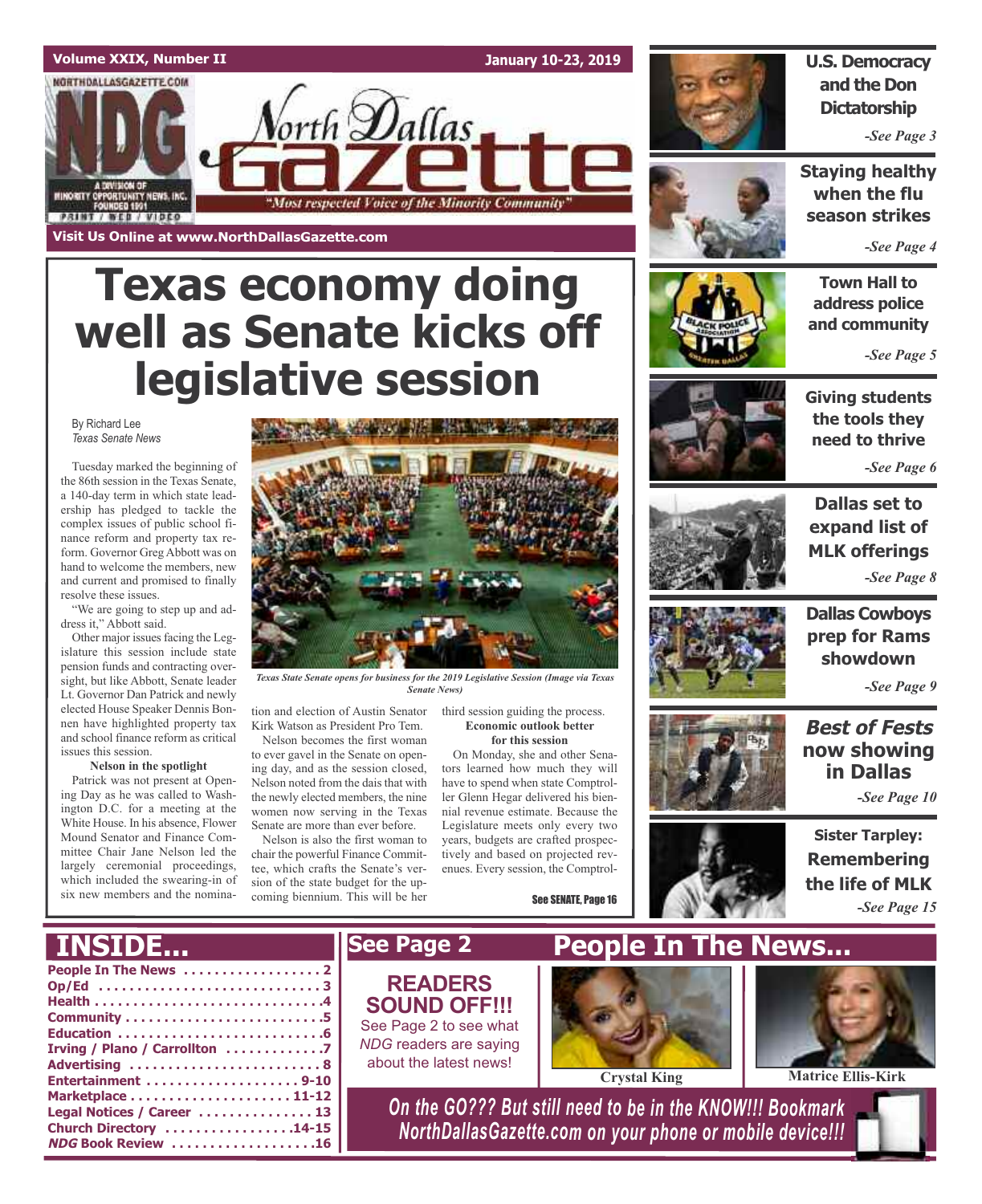Volume XXIX, Number II

January 10-23, 2019

NORTHDALLASGAZETTE.COM

NDG

A DIVISION OF MINORITY OPPORTUNITY NEWS, INC. FOUNDED 1991

PRINT / WEB / VIDEO

# North Dallas Gazette

"Most respected Voice of the Minority Community"

Visit Us Online at www.NorthDallasGazette.com

# Texas economy doing well as Senate kicks off legislative session

By Richard Lee
*Texas Senate News*

Tuesday marked the beginning of the 86th session in the Texas Senate, a 140-day term in which state leadership has pledged to tackle the complex issues of public school finance reform and property tax reform. Governor Greg Abbott was on hand to welcome the members, new and current and promised to finally resolve these issues.

"We are going to step up and address it," Abbott said.

Other major issues facing the Legislature this session include state pension funds and contracting oversight, but like Abbott, Senate leader Lt. Governor Dan Patrick and newly elected House Speaker Dennis Bonnen have highlighted property tax and school finance reform as critical issues this session.

**Nelson in the spotlight**

Patrick was not present at Opening Day as he was called to Washington D.C. for a meeting at the White House. In his absence, Flower Mound Senator and Finance Committee Chair Jane Nelson led the largely ceremonial proceedings, which included the swearing-in of six new members and the nomination and election of Austin Senator Kirk Watson as President Pro Tem.

Nelson becomes the first woman to ever gavel in the Senate on opening day, and as the session closed, Nelson noted from the dais that with the newly elected members, the nine women now serving in the Texas Senate are more than ever before.

Nelson is also the first woman to chair the powerful Finance Committee, which crafts the Senate's version of the state budget for the upcoming biennium. This will be her third session guiding the process.

**Economic outlook better for this session**

On Monday, she and other Senators learned how much they will have to spend when state Comptroller Glenn Hegar delivered his biennial revenue estimate. Because the Legislature meets only every two years, budgets are crafted prospectively and based on projected revenues. Every session, the Comptrol-

*Texas State Senate opens for business for the 2019 Legislative Session (Image via Texas Senate News)*

See SENATE, Page 16

**U.S. Democracy and the Don Dictatorship**
*-See Page 3*

**Staying healthy when the flu season strikes**
*-See Page 4*

**Town Hall to address police and community**
*-See Page 5*

**Giving students the tools they need to thrive**
*-See Page 6*

**Dallas set to expand list of MLK offerings**
*-See Page 8*

**Dallas Cowboys prep for Rams showdown**
*-See Page 9*

***Best of Fests* now showing in Dallas**
*-See Page 10*

**Sister Tarpley: Remembering the life of MLK**
*-See Page 15*

## INSIDE...

- People In The News . . . . . . . . . . . . . . . . . 2
- Op/Ed . . . . . . . . . . . . . . . . . . . . . . . . . . 3
- Health . . . . . . . . . . . . . . . . . . . . . . . . . . 4
- Community . . . . . . . . . . . . . . . . . . . . . . . 5
- Education . . . . . . . . . . . . . . . . . . . . . . . . 6
- Irving / Plano / Carrollton . . . . . . . . . . . . 7
- Advertising . . . . . . . . . . . . . . . . . . . . . . . 8
- Entertainment . . . . . . . . . . . . . . . . . . . 9-10
- Marketplace . . . . . . . . . . . . . . . . . . . . 11-12
- Legal Notices / Career . . . . . . . . . . . . . . 13
- Church Directory . . . . . . . . . . . . . . . . 14-15
- *NDG* Book Review . . . . . . . . . . . . . . . . . 16

## See Page 2

**READERS SOUND OFF!!!**

See Page 2 to see what *NDG* readers are saying about the latest news!

## People In The News...

Crystal King

Matrice Ellis-Kirk

*On the GO??? But still need to be in the KNOW!!! Bookmark NorthDallasGazette.com on your phone or mobile device!!!*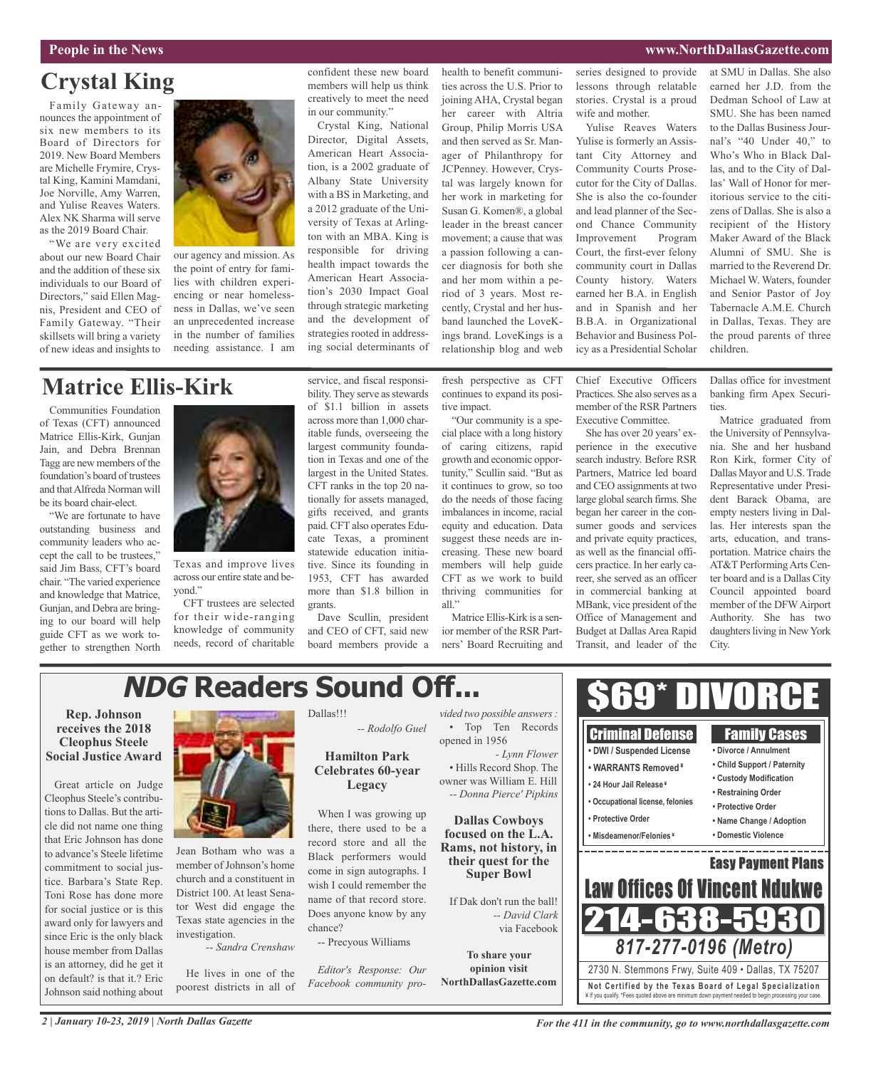People in the News

# Crystal King

Family Gateway announces the appointment of six new members to its Board of Directors for 2019. New Board Members are Michelle Frymire, Crystal King, Kamini Mamdani, Joe Norville, Amy Warren, and Yulise Reaves Waters. Alex NK Sharma will serve as the 2019 Board Chair.

"We are very excited about our new Board Chair and the addition of these six individuals to our Board of Directors," said Ellen Magnis, President and CEO of Family Gateway. "Their skillsets will bring a variety of new ideas and insights to our agency and mission. As the point of entry for families with children experiencing or near homelessness in Dallas, we've seen an unprecedented increase in the number of families needing assistance. I am confident these new board members will help us think creatively to meet the need in our community."

Crystal King, National Director, Digital Assets, American Heart Association, is a 2002 graduate of Albany State University with a BS in Marketing, and a 2012 graduate of the University of Texas at Arlington with an MBA. King is responsible for driving health impact towards the American Heart Association's 2030 Impact Goal through strategic marketing and the development of strategies rooted in addressing social determinants of health to benefit communities across the U.S. Prior to joining AHA, Crystal began her career with Altria Group, Philip Morris USA and then served as Sr. Manager of Philanthropy for JCPenney. However, Crystal was largely known for her work in marketing for Susan G. Komen®, a global leader in the breast cancer movement; a cause that was a passion following a cancer diagnosis for both she and her mom within a period of 3 years. Most recently, Crystal and her husband launched the LoveKings brand. LoveKings is a relationship blog and web series designed to provide lessons through relatable stories. Crystal is a proud wife and mother.

Yulise Reaves Waters

Yulise is formerly an Assistant City Attorney and Community Courts Prosecutor for the City of Dallas. She is also the co-founder and lead planner of the Second Chance Community Improvement Program Court, the first-ever felony community court in Dallas County history. Waters earned her B.A. in English and in Spanish and her B.B.A. in Organizational Behavior and Business Policy as a Presidential Scholar at SMU in Dallas. She also earned her J.D. from the Dedman School of Law at SMU. She has been named to the Dallas Business Journal's "40 Under 40," to Who's Who in Black Dallas, and to the City of Dallas' Wall of Honor for meritorious service to the citizens of Dallas. She is also a recipient of the History Maker Award of the Black Alumni of SMU. She is married to the Reverend Dr. Michael W. Waters, founder and Senior Pastor of Joy Tabernacle A.M.E. Church in Dallas, Texas. They are the proud parents of three children.

# Matrice Ellis-Kirk

Communities Foundation of Texas (CFT) announced Matrice Ellis-Kirk, Gunjan Jain, and Debra Brennan Tagg are new members of the foundation's board of trustees and that Alfreda Norman will be its board chair-elect.

"We are fortunate to have outstanding business and community leaders who accept the call to be trustees," said Jim Bass, CFT's board chair. "The varied experience and knowledge that Matrice, Gunjan, and Debra are bringing to our board will help guide CFT as we work together to strengthen North Texas and improve lives across our entire state and beyond."

CFT trustees are selected for their wide-ranging knowledge of community needs, record of charitable service, and fiscal responsibility. They serve as stewards of $1.1 billion in assets across more than 1,000 charitable funds, overseeing the largest community foundation in Texas and one of the largest in the United States. CFT ranks in the top 20 nationally for assets managed, gifts received, and grants paid. CFT also operates Educate Texas, a prominent statewide education initiative. Since its founding in 1953, CFT has awarded more than $1.8 billion in grants.

Dave Scullin, president and CEO of CFT, said new board members provide a fresh perspective as CFT continues to expand its positive impact.

"Our community is a special place with a long history of caring citizens, rapid growth and economic opportunity," Scullin said. "But as it continues to grow, so too do the needs of those facing imbalances in income, racial equity and education. Data suggest these needs are increasing. These new board members will help guide CFT as we work to build thriving communities for all."

Matrice Ellis-Kirk is a senior member of the RSR Partners' Board Recruiting and Chief Executive Officers Practices. She also serves as a member of the RSR Partners Executive Committee.

She has over 20 years' experience in the executive search industry. Before RSR Partners, Matrice led board and CEO assignments at two large global search firms. She began her career in the consumer goods and services and private equity practices, as well as the financial officers practice. In her early career, she served as an officer in commercial banking at MBank, vice president of the Office of Management and Budget at Dallas Area Rapid Transit, and leader of the Dallas office for investment banking firm Apex Securities.

Matrice graduated from the University of Pennsylvania. She and her husband Ron Kirk, former City of Dallas Mayor and U.S. Trade Representative under President Barack Obama, are empty nesters living in Dallas. Her interests span the arts, education, and transportation. Matrice chairs the AT&T Performing Arts Center board and is a Dallas City Council appointed board member of the DFW Airport Authority. She has two daughters living in New York City.

# *NDG* Readers Sound Off...

### Rep. Johnson receives the 2018 Cleophus Steele Social Justice Award

Great article on Judge Cleophus Steele's contributions to Dallas. But the article did not name one thing that Eric Johnson has done to advance's Steele lifetime commitment to social justice. Barbara's State Rep. Toni Rose has done more for social justice or is this award only for lawyers and since Eric is the only black house member from Dallas is an attorney, did he get it on default? is that it.? Eric Johnson said nothing about Jean Botham who was a member of Johnson's home church and a constituent in District 100. At least Senator West did engage the Texas state agencies in the investigation.

*-- Sandra Crenshaw*

He lives in one of the poorest districts in all of Dallas!!!

*-- Rodolfo Guel*

### Hamilton Park Celebrates 60-year Legacy

When I was growing up there, there used to be a record store and all the Black performers would come in sign autographs. I wish I could remember the name of that record store. Does anyone know by any chance?

-- Precyous Williams

*Editor's Response: Our Facebook community provided two possible answers :*

• Top Ten Records opened in 1956

*- Lynn Flower*

• Hills Record Shop. The owner was William E. Hill

*-- Donna Pierce' Pipkins*

### Dallas Cowboys focused on the L.A. Rams, not history, in their quest for the Super Bowl

If Dak don't run the ball!

*-- David Clark* via Facebook

**To share your opinion visit NorthDallasGazette.com**

**$69* DIVORCE**

**Criminal Defense**
- DWI / Suspended License
- WARRANTS Removed¥
- 24 Hour Jail Release¥
- Occupational license, felonies
- Protective Order
- Misdeamenor/Felonies¥

**Family Cases**
- Divorce / Annulment
- Child Support / Paternity
- Custody Modification
- Restraining Order
- Protective Order
- Name Change / Adoption
- Domestic Violence

**Easy Payment Plans**

**Law Offices Of Vincent Ndukwe**

**214-638-5930**

*817-277-0196 (Metro)*

2730 N. Stemmons Frwy, Suite 409 • Dallas, TX 75207

**Not Certified by the Texas Board of Legal Specialization**
¥ If you qualify. *Fees quoted above are minimum down payment needed to begin processing your case.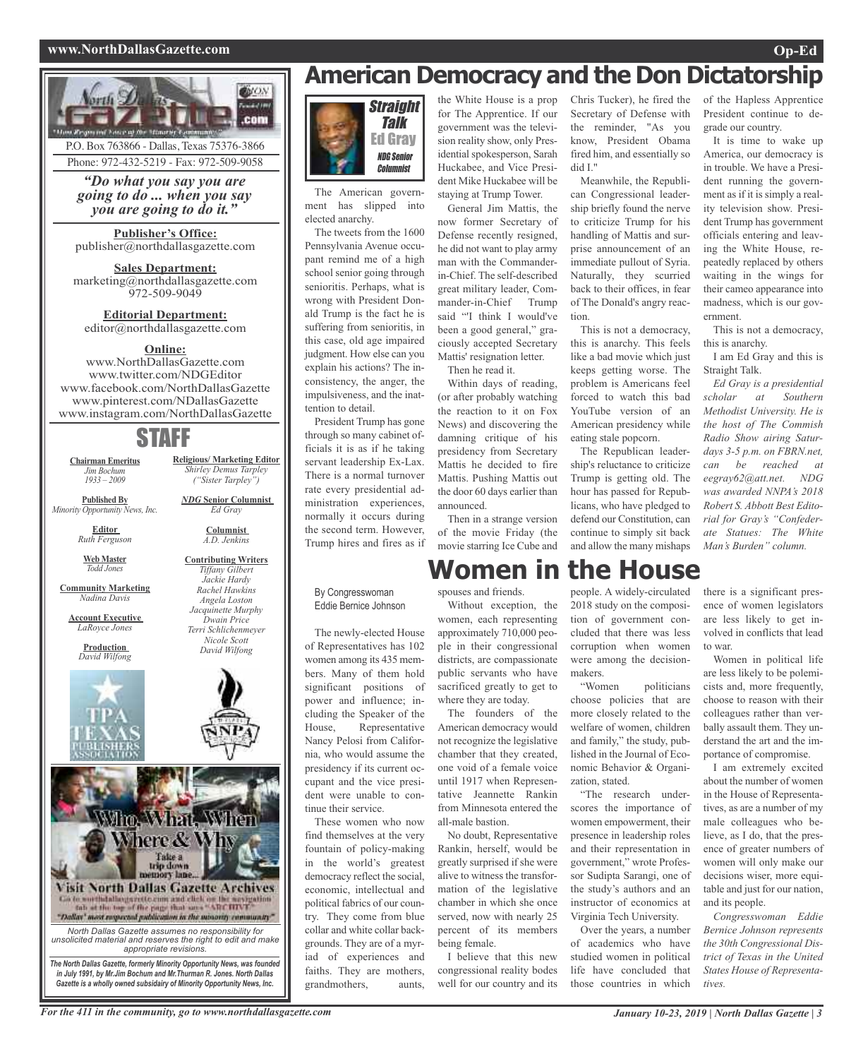P.O. Box 763866 - Dallas, Texas 75376-3866

Phone: 972-432-5219 - Fax: 972-509-9058

*"Do what you say you are going to do ... when you say you are going to do it."*

**Publisher's Office:**
publisher@northdallasgazette.com

**Sales Department:**
marketing@northdallasgazette.com
972-509-9049

**Editorial Department:**
editor@northdallasgazette.com

**Online:**
www.NorthDallasGazette.com
www.twitter.com/NDGEditor
www.facebook.com/NorthDallasGazette
www.pinterest.com/NDallasGazette
www.instagram.com/NorthDallasGazette

## STAFF

**Chairman Emeritus**
*Jim Bochum*
*1933 – 2009*

**Published By**
*Minority Opportunity News, Inc.*

**Editor**
*Ruth Ferguson*

**Web Master**
*Todd Jones*

**Community Marketing**
*Nadina Davis*

**Account Executive**
*LaRoyce Jones*

**Production**
*David Wilfong*

**Religious/ Marketing Editor**
*Shirley Demus Tarpley*
*("Sister Tarpley")*

***NDG* Senior Columnist**
*Ed Gray*

**Columnist**
*A.D. Jenkins*

**Contributing Writers**
*Tiffany Gilbert*
*Jackie Hardy*
*Rachel Hawkins*
*Angela Loston*
*Jacquinette Murphy*
*Dwain Price*
*Terri Schlichenmeyer*
*Nicole Scott*
*David Wilfong*

Who, What, When Where & Why

Take a trip down memory lane...

Visit North Dallas Gazette Archives

Go to northdallasgazette.com and click on the navigation tab at the top of the page that says "ARCHIVE"

"Dallas' most respected publication in the minority community"

*North Dallas Gazette assumes no responsibility for unsolicited material and reserves the right to edit and make appropriate revisions.*

***The North Dallas Gazette, formerly Minority Opportunity News, was founded in July 1991, by Mr.Jim Bochum and Mr.Thurman R. Jones. North Dallas Gazette is a wholly owned subsidairy of Minority Opportunity News, Inc.***

# American Democracy and the Don Dictatorship

*Straight Talk*
Ed Gray
*NDG Senior Columnist*

The American government has slipped into elected anarchy.

The tweets from the 1600 Pennsylvania Avenue occupant remind me of a high school senior going through senioritis. Perhaps, what is wrong with President Donald Trump is the fact he is suffering from senioritis, in this case, old age impaired judgment. How else can you explain his actions? The inconsistency, the anger, the impulsiveness, and the inattention to detail.

President Trump has gone through so many cabinet officials it is as if he taking servant leadership Ex-Lax. There is a normal turnover rate every presidential administration experiences, normally it occurs during the second term. However, Trump hires and fires as if the White House is a prop for The Apprentice. If our government was the television reality show, only Presidential spokesperson, Sarah Huckabee, and Vice President Mike Huckabee will be staying at Trump Tower.

General Jim Mattis, the now former Secretary of Defense recently resigned, he did not want to play army man with the Commander-in-Chief. The self-described great military leader, Commander-in-Chief Trump said "'I think I would've been a good general," graciously accepted Secretary Mattis' resignation letter.

Then he read it.

Within days of reading, (or after probably watching the reaction to it on Fox News) and discovering the damning critique of his presidency from Secretary Mattis he decided to fire Mattis. Pushing Mattis out the door 60 days earlier than announced.

Then in a strange version of the movie Friday (the movie starring Ice Cube and Chris Tucker), he fired the Secretary of Defense with the reminder, "As you know, President Obama fired him, and essentially so did I."

Meanwhile, the Republican Congressional leadership briefly found the nerve to criticize Trump for his handling of Mattis and surprise announcement of an immediate pullout of Syria. Naturally, they scurried back to their offices, in fear of The Donald's angry reaction.

This is not a democracy, this is anarchy. This feels like a bad movie which just keeps getting worse. The problem is Americans feel forced to watch this bad YouTube version of an American presidency while eating stale popcorn.

The Republican leadership's reluctance to criticize Trump is getting old. The hour has passed for Republicans, who have pledged to defend our Constitution, can continue to simply sit back and allow the many mishaps of the Hapless Apprentice President continue to degrade our country.

It is time to wake up America, our democracy is in trouble. We have a President running the government as if it is simply a reality television show. President Trump has government officials entering and leaving the White House, repeatedly replaced by others waiting in the wings for their cameo appearance into madness, which is our government.

This is not a democracy, this is anarchy.

I am Ed Gray and this is Straight Talk.

*Ed Gray is a presidential scholar at Southern Methodist University. He is the host of The Commish Radio Show airing Saturdays 3-5 p.m. on FBRN.net, can be reached at eegray62@att.net. NDG was awarded NNPA's 2018 Robert S. Abbott Best Editorial for Gray's "Confederate Statues: The White Man's Burden" column.*

# Women in the House

By Congresswoman Eddie Bernice Johnson

The newly-elected House of Representatives has 102 women among its 435 members. Many of them hold significant positions of power and influence; including the Speaker of the House, Representative Nancy Pelosi from California, who would assume the presidency if its current occupant and the vice president were unable to continue their service.

These women who now find themselves at the very fountain of policy-making in the world's greatest democracy reflect the social, economic, intellectual and political fabrics of our country. They come from blue collar and white collar backgrounds. They are of a myriad of experiences and faiths. They are mothers, grandmothers, aunts, spouses and friends.

Without exception, the women, each representing approximately 710,000 people in their congressional districts, are compassionate public servants who have sacrificed greatly to get to where they are today.

The founders of the American democracy would not recognize the legislative chamber that they created, one void of a female voice until 1917 when Representative Jeannette Rankin from Minnesota entered the all-male bastion.

No doubt, Representative Rankin, herself, would be greatly surprised if she were alive to witness the transformation of the legislative chamber in which she once served, now with nearly 25 percent of its members being female.

I believe that this new congressional reality bodes well for our country and its people. A widely-circulated 2018 study on the composition of government concluded that there was less corruption when women were among the decision-makers.

"Women politicians choose policies that are more closely related to the welfare of women, children and family," the study, published in the Journal of Economic Behavior & Organization, stated.

"The research underscores the importance of women empowerment, their presence in leadership roles and their representation in government," wrote Professor Sudipta Sarangi, one of the study's authors and an instructor of economics at Virginia Tech University.

Over the years, a number of academics who have studied women in political life have concluded that those countries in which there is a significant presence of women legislators are less likely to get involved in conflicts that lead to war.

Women in political life are less likely to be polemicists and, more frequently, choose to reason with their colleagues rather than verbally assault them. They understand the art and the importance of compromise.

I am extremely excited about the number of women in the House of Representatives, as are a number of my male colleagues who believe, as I do, that the presence of greater numbers of women will only make our decisions wiser, more equitable and just for our nation, and its people.

*Congresswoman Eddie Bernice Johnson represents the 30th Congressional District of Texas in the United States House of Representatives.*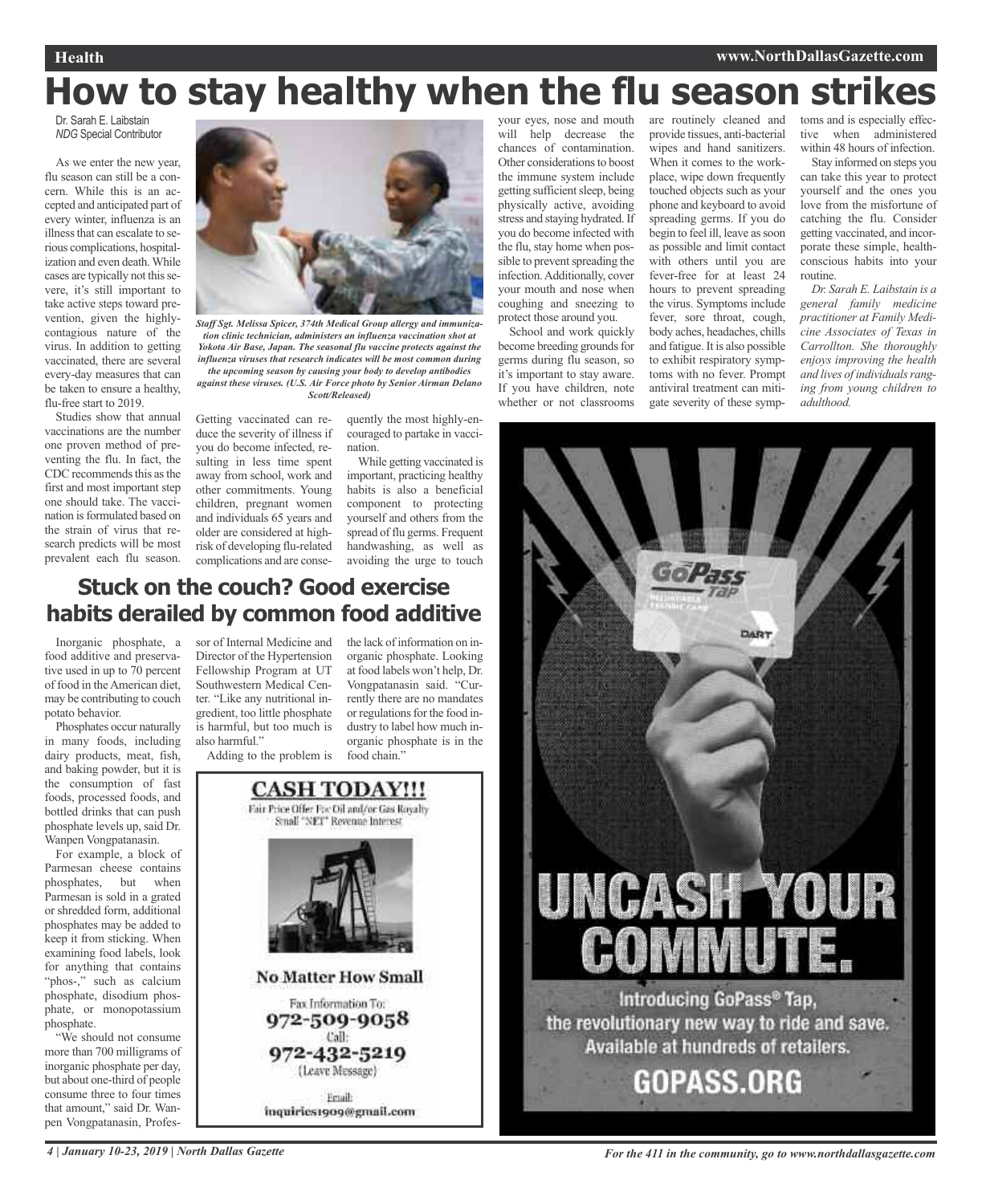# How to stay healthy when the flu season strikes

Dr. Sarah E. Laibstain
*NDG* Special Contributor

As we enter the new year, flu season can still be a concern. While this is an accepted and anticipated part of every winter, influenza is an illness that can escalate to serious complications, hospitalization and even death. While cases are typically not this severe, it's still important to take active steps toward prevention, given the highly-contagious nature of the virus. In addition to getting vaccinated, there are several every-day measures that can be taken to ensure a healthy, flu-free start to 2019.

Studies show that annual vaccinations are the number one proven method of preventing the flu. In fact, the CDC recommends this as the first and most important step one should take. The vaccination is formulated based on the strain of virus that research predicts will be most prevalent each flu season.

***Staff Sgt. Melissa Spicer, 374th Medical Group allergy and immunization clinic technician, administers an influenza vaccination shot at Yokota Air Base, Japan. The seasonal flu vaccine protects against the influenza viruses that research indicates will be most common during the upcoming season by causing your body to develop antibodies against these viruses. (U.S. Air Force photo by Senior Airman Delano Scott/Released)***

Getting vaccinated can reduce the severity of illness if you do become infected, resulting in less time spent away from school, work and other commitments. Young children, pregnant women and individuals 65 years and older are considered at high-risk of developing flu-related complications and are consequently the most highly-encouraged to partake in vaccination.

While getting vaccinated is important, practicing healthy habits is also a beneficial component to protecting yourself and others from the spread of flu germs. Frequent handwashing, as well as avoiding the urge to touch your eyes, nose and mouth will help decrease the chances of contamination. Other considerations to boost the immune system include getting sufficient sleep, being physically active, avoiding stress and staying hydrated. If you do become infected with the flu, stay home when possible to prevent spreading the infection. Additionally, cover your mouth and nose when coughing and sneezing to protect those around you.

School and work quickly become breeding grounds for germs during flu season, so it's important to stay aware. If you have children, note whether or not classrooms are routinely cleaned and provide tissues, anti-bacterial wipes and hand sanitizers. When it comes to the workplace, wipe down frequently touched objects such as your phone and keyboard to avoid spreading germs. If you do begin to feel ill, leave as soon as possible and limit contact with others until you are fever-free for at least 24 hours to prevent spreading the virus. Symptoms include fever, sore throat, cough, body aches, headaches, chills and fatigue. It is also possible to exhibit respiratory symptoms with no fever. Prompt antiviral treatment can mitigate severity of these symptoms and is especially effective when administered within 48 hours of infection.

Stay informed on steps you can take this year to protect yourself and the ones you love from the misfortune of catching the flu. Consider getting vaccinated, and incorporate these simple, health-conscious habits into your routine.

*Dr. Sarah E. Laibstain is a general family medicine practitioner at Family Medicine Associates of Texas in Carrollton. She thoroughly enjoys improving the health and lives of individuals ranging from young children to adulthood.*

## Stuck on the couch? Good exercise habits derailed by common food additive

Inorganic phosphate, a food additive and preservative used in up to 70 percent of food in the American diet, may be contributing to couch potato behavior.

Phosphates occur naturally in many foods, including dairy products, meat, fish, and baking powder, but it is the consumption of fast foods, processed foods, and bottled drinks that can push phosphate levels up, said Dr. Wanpen Vongpatanasin.

For example, a block of Parmesan cheese contains phosphates, but when Parmesan is sold in a grated or shredded form, additional phosphates may be added to keep it from sticking. When examining food labels, look for anything that contains "phos-," such as calcium phosphate, disodium phosphate, or monopotassium phosphate.

"We should not consume more than 700 milligrams of inorganic phosphate per day, but about one-third of people consume three to four times that amount," said Dr. Wanpen Vongpatanasin, Professor of Internal Medicine and Director of the Hypertension Fellowship Program at UT Southwestern Medical Center. "Like any nutritional ingredient, too little phosphate is harmful, but too much is also harmful."

Adding to the problem is the lack of information on inorganic phosphate. Looking at food labels won't help, Dr. Vongpatanasin said. "Currently there are no mandates or regulations for the food industry to label how much inorganic phosphate is in the food chain."

**CASH TODAY!!!**

Fair Price Offer For Oil and/or Gas Royalty Small "NET" Revenue Interest

**No Matter How Small**

Fax Information To:
**972-509-9058**
Call:
**972-432-5219**
(Leave Message)

Email:
inquiries1909@gmail.com

**UNCASH YOUR COMMUTE.**

Introducing GoPass® Tap, the revolutionary new way to ride and save. Available at hundreds of retailers.

**GOPASS.ORG**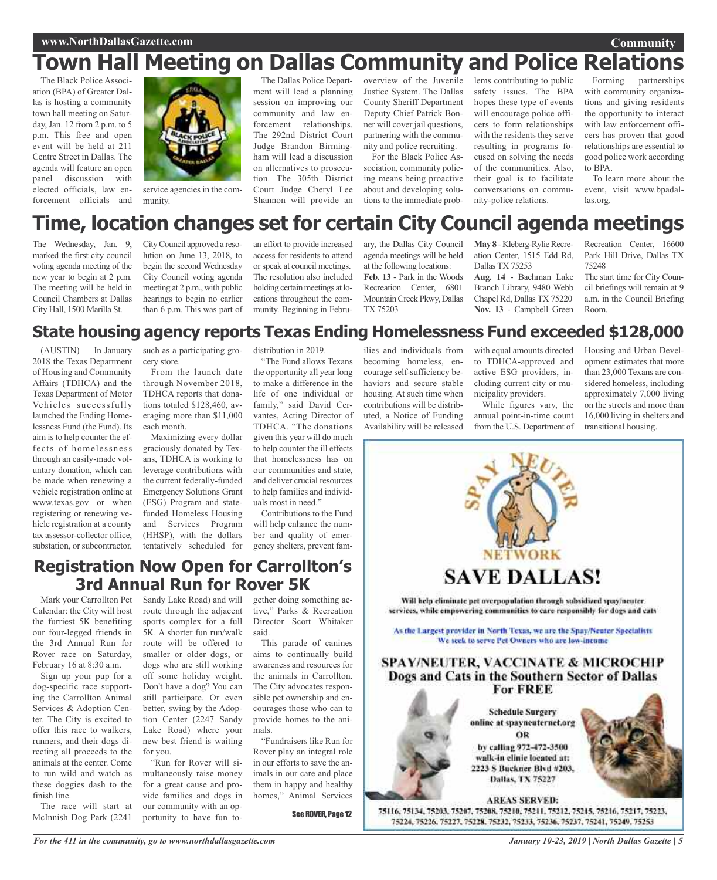# Town Hall Meeting on Dallas Community and Police Relations

The Black Police Association (BPA) of Greater Dallas is hosting a community town hall meeting on Saturday, Jan. 12 from 2 p.m. to 5 p.m. This free and open event will be held at 211 Centre Street in Dallas. The agenda will feature an open panel discussion with elected officials, law enforcement officials and service agencies in the community.

The Dallas Police Department will lead a planning session on improving our community and law enforcement relationships. The 292nd District Court Judge Brandon Birmingham will lead a discussion on alternatives to prosecution. The 305th District Court Judge Cheryl Lee Shannon will provide an overview of the Juvenile Justice System. The Dallas County Sheriff Department Deputy Chief Patrick Bonner will cover jail questions, partnering with the community and police recruiting.

For the Black Police Association, community policing means being proactive about and developing solutions to the immediate problems contributing to public safety issues. The BPA hopes these type of events will encourage police officers to form relationships with the residents they serve resulting in programs focused on solving the needs of the communities. Also, their goal is to facilitate conversations on community-police relations.

Forming partnerships with community organizations and giving residents the opportunity to interact with law enforcement officers has proven that good relationships are essential to good police work according to BPA.

To learn more about the event, visit www.bpadallas.org.

# Time, location changes set for certain City Council agenda meetings

The Wednesday, Jan. 9, marked the first city council voting agenda meeting of the new year to begin at 2 p.m. The meeting will be held in Council Chambers at Dallas City Hall, 1500 Marilla St.

City Council approved a resolution on June 13, 2018, to begin the second Wednesday City Council voting agenda meeting at 2 p.m., with public hearings to begin no earlier than 6 p.m. This was part of an effort to provide increased access for residents to attend or speak at council meetings. The resolution also included holding certain meetings at locations throughout the community. Beginning in February, the Dallas City Council agenda meetings will be held at the following locations:

**Feb. 13** - Park in the Woods Recreation Center, 6801 Mountain Creek Pkwy, Dallas TX 75203

**May 8** - Kleberg-Rylie Recreation Center, 1515 Edd Rd, Dallas TX 75253

**Aug. 14** - Bachman Lake Branch Library, 9480 Webb Chapel Rd, Dallas TX 75220

**Nov. 13** - Campbell Green Recreation Center, 16600 Park Hill Drive, Dallas TX 75248

The start time for City Council briefings will remain at 9 a.m. in the Council Briefing Room.

## State housing agency reports Texas Ending Homelessness Fund exceeded $128,000

(AUSTIN) — In January 2018 the Texas Department of Housing and Community Affairs (TDHCA) and the Texas Department of Motor Vehicles successfully launched the Ending Homelessness Fund (the Fund). Its aim is to help counter the effects of homelessness through an easily-made voluntary donation, which can be made when renewing a vehicle registration online at www.texas.gov or when registering or renewing vehicle registration at a county tax assessor-collector office, substation, or subcontractor, such as a participating grocery store.

From the launch date through November 2018, TDHCA reports that donations totaled $128,460, averaging more than $11,000 each month.

Maximizing every dollar graciously donated by Texans, TDHCA is working to leverage contributions with the current federally-funded Emergency Solutions Grant (ESG) Program and state-funded Homeless Housing and Services Program (HHSP), with the dollars tentatively scheduled for distribution in 2019.

"The Fund allows Texans the opportunity all year long to make a difference in the life of one individual or family," said David Cervantes, Acting Director of TDHCA. "The donations given this year will do much to help counter the ill effects that homelessness has on our communities and state, and deliver crucial resources to help families and individuals most in need."

Contributions to the Fund will help enhance the number and quality of emergency shelters, prevent families and individuals from becoming homeless, encourage self-sufficiency behaviors and secure stable housing. At such time when contributions will be distributed, a Notice of Funding Availability will be released with equal amounts directed to TDHCA-approved and active ESG providers, including current city or municipality providers.

While figures vary, the annual point-in-time count from the U.S. Department of Housing and Urban Development estimates that more than 23,000 Texans are considered homeless, including approximately 7,000 living on the streets and more than 16,000 living in shelters and transitional housing.

## Registration Now Open for Carrollton's 3rd Annual Run for Rover 5K

Mark your Carrollton Pet Calendar: the City will host the furriest 5K benefiting our four-legged friends in the 3rd Annual Run for Rover race on Saturday, February 16 at 8:30 a.m.

Sign up your pup for a dog-specific race supporting the Carrollton Animal Services & Adoption Center. The City is excited to offer this race to walkers, runners, and their dogs directing all proceeds to the animals at the center. Come to run wild and watch as these doggies dash to the finish line.

The race will start at McInnish Dog Park (2241 Sandy Lake Road) and will route through the adjacent sports complex for a full 5K. A shorter fun run/walk route will be offered to smaller or older dogs, or dogs who are still working off some holiday weight. Don't have a dog? You can still participate. Or even better, swing by the Adoption Center (2247 Sandy Lake Road) where your new best friend is waiting for you.

"Run for Rover will simultaneously raise money for a great cause and provide families and dogs in our community with an opportunity to have fun together doing something active," Parks & Recreation Director Scott Whitaker said.

This parade of canines aims to continually build awareness and resources for the animals in Carrollton. The City advocates responsible pet ownership and encourages those who can to provide homes to the animals.

"Fundraisers like Run for Rover play an integral role in our efforts to save the animals in our care and place them in happy and healthy homes," Animal Services

See ROVER, Page 12

**SPAY NEUTER NETWORK**

# SAVE DALLAS!

Will help eliminate pet overpopulation through subsidized spay/neuter services, while empowering communities to care responsibly for dogs and cats

As the Largest provider in North Texas, we are the Spay/Neuter Specialists
We seek to serve Pet Owners who are low-income

## SPAY/NEUTER, VACCINATE & MICROCHIP Dogs and Cats in the Southern Sector of Dallas For FREE

Schedule Surgery online at spayneuternet.org
OR
by calling 972-472-3500
walk-in clinic located at:
2223 S Buckner Blvd #203, Dallas, TX 75227

**AREAS SERVED:**
75116, 75134, 75203, 75207, 75208, 75210, 75211, 75212, 75215, 75216, 75217, 75223, 75224, 75226, 75227, 75228, 75232, 75233, 75236, 75237, 75241, 75249, 75253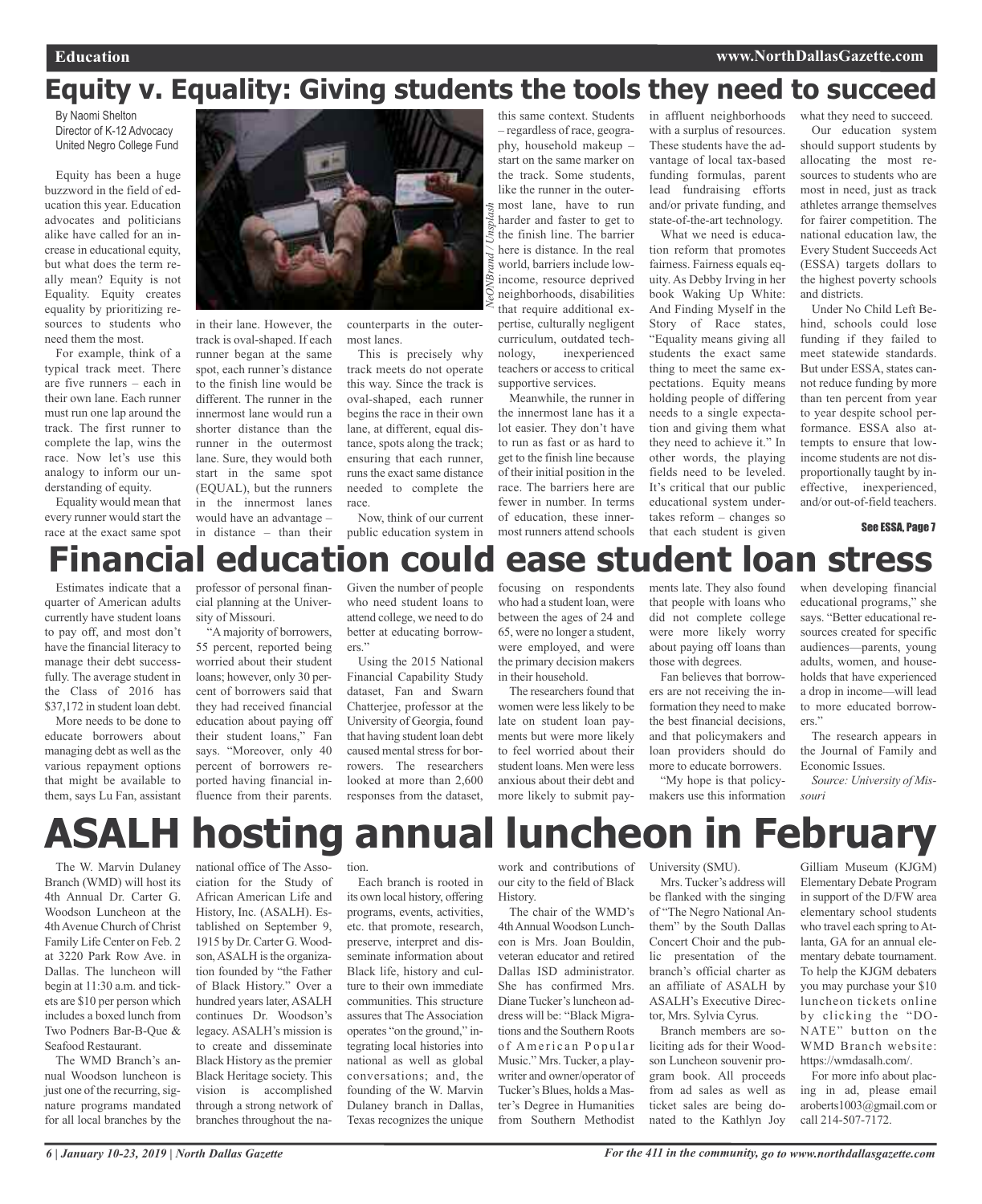# Equity v. Equality: Giving students the tools they need to succeed

By Naomi Shelton
Director of K-12 Advocacy
United Negro College Fund

Equity has been a huge buzzword in the field of education this year. Education advocates and politicians alike have called for an increase in educational equity, but what does the term really mean? Equity is not Equality. Equity creates equality by prioritizing resources to students who need them the most.

For example, think of a typical track meet. There are five runners – each in their own lane. Each runner must run one lap around the track. The first runner to complete the lap, wins the race. Now let's use this analogy to inform our understanding of equity.

Equality would mean that every runner would start the race at the exact same spot in their lane. However, the track is oval-shaped. If each runner began at the same spot, each runner's distance to the finish line would be different. The runner in the innermost lane would run a shorter distance than the runner in the outermost lane. Sure, they would both start in the same spot (EQUAL), but the runners in the innermost lanes would have an advantage – in distance – than their counterparts in the outermost lanes.

This is precisely why track meets do not operate this way. Since the track is oval-shaped, each runner begins the race in their own lane, at different, equal distance, spots along the track; ensuring that each runner, runs the exact same distance needed to complete the race.

Now, think of our current public education system in this same context. Students – regardless of race, geography, household makeup – start on the same marker on the track. Some students, like the runner in the outermost lane, have to run harder and faster to get to the finish line. The barrier here is distance. In the real world, barriers include low-income, resource deprived neighborhoods, disabilities that require additional expertise, culturally negligent curriculum, outdated technology, inexperienced teachers or access to critical supportive services.

*NeONBrand / Unsplash*

Meanwhile, the runner in the innermost lane has it a lot easier. They don't have to run as fast or as hard to get to the finish line because of their initial position in the race. The barriers here are fewer in number. In terms of education, these innermost runners attend schools in affluent neighborhoods with a surplus of resources. These students have the advantage of local tax-based funding formulas, parent lead fundraising efforts and/or private funding, and state-of-the-art technology.

What we need is education reform that promotes fairness. Fairness equals equity. As Debby Irving in her book Waking Up White: And Finding Myself in the Story of Race states, "Equality means giving all students the exact same thing to meet the same expectations. Equity means holding people of differing needs to a single expectation and giving them what they need to achieve it." In other words, the playing fields need to be leveled. It's critical that our public educational system undertakes reform – changes so that each student is given what they need to succeed.

Our education system should support students by allocating the most resources to students who are most in need, just as track athletes arrange themselves for fairer competition. The national education law, the Every Student Succeeds Act (ESSA) targets dollars to the highest poverty schools and districts.

Under No Child Left Behind, schools could lose funding if they failed to meet statewide standards. But under ESSA, states cannot reduce funding by more than ten percent from year to year despite school performance. ESSA also attempts to ensure that low-income students are not disproportionally taught by ineffective, inexperienced, and/or out-of-field teachers.

See ESSA, Page 7

# Financial education could ease student loan stress

Estimates indicate that a quarter of American adults currently have student loans to pay off, and most don't have the financial literacy to manage their debt successfully. The average student in the Class of 2016 has $37,172 in student loan debt.

More needs to be done to educate borrowers about managing debt as well as the various repayment options that might be available to them, says Lu Fan, assistant professor of personal financial planning at the University of Missouri.

"A majority of borrowers, 55 percent, reported being worried about their student loans; however, only 30 percent of borrowers said that they had received financial education about paying off their student loans," Fan says. "Moreover, only 40 percent of borrowers reported having financial influence from their parents. Given the number of people who need student loans to attend college, we need to do better at educating borrowers."

Using the 2015 National Financial Capability Study dataset, Fan and Swarn Chatterjee, professor at the University of Georgia, found that having student loan debt caused mental stress for borrowers. The researchers looked at more than 2,600 responses from the dataset, focusing on respondents who had a student loan, were between the ages of 24 and 65, were no longer a student, were employed, and were the primary decision makers in their household.

The researchers found that women were less likely to be late on student loan payments but were more likely to feel worried about their student loans. Men were less anxious about their debt and more likely to submit payments late. They also found that people with loans who did not complete college were more likely worry about paying off loans than those with degrees.

Fan believes that borrowers are not receiving the information they need to make the best financial decisions, and that policymakers and loan providers should do more to educate borrowers.

"My hope is that policymakers use this information when developing financial educational programs," she says. "Better educational resources created for specific audiences—parents, young adults, women, and households that have experienced a drop in income—will lead to more educated borrowers."

The research appears in the Journal of Family and Economic Issues.

*Source: University of Missouri*

# ASALH hosting annual luncheon in February

The W. Marvin Dulaney Branch (WMD) will host its 4th Annual Dr. Carter G. Woodson Luncheon at the 4th Avenue Church of Christ Family Life Center on Feb. 2 at 3220 Park Row Ave. in Dallas. The luncheon will begin at 11:30 a.m. and tickets are $10 per person which includes a boxed lunch from Two Podners Bar-B-Que & Seafood Restaurant.

The WMD Branch's annual Woodson luncheon is just one of the recurring, signature programs mandated for all local branches by the national office of The Association for the Study of African American Life and History, Inc. (ASALH). Established on September 9, 1915 by Dr. Carter G. Woodson, ASALH is the organization founded by "the Father of Black History." Over a hundred years later, ASALH continues Dr. Woodson's legacy. ASALH's mission is to create and disseminate Black History as the premier Black Heritage society. This vision is accomplished through a strong network of branches throughout the nation.

Each branch is rooted in its own local history, offering programs, events, activities, etc. that promote, research, preserve, interpret and disseminate information about Black life, history and culture to their own immediate communities. This structure assures that The Association operates "on the ground," integrating local histories into national as well as global conversations; and, the founding of the W. Marvin Dulaney branch in Dallas, Texas recognizes the unique work and contributions of our city to the field of Black History.

The chair of the WMD's 4th Annual Woodson Luncheon is Mrs. Joan Bouldin, veteran educator and retired Dallas ISD administrator. She has confirmed Mrs. Diane Tucker's luncheon address will be: "Black Migrations and the Southern Roots of American Popular Music." Mrs. Tucker, a playwriter and owner/operator of Tucker's Blues, holds a Master's Degree in Humanities from Southern Methodist University (SMU).

Mrs. Tucker's address will be flanked with the singing of "The Negro National Anthem" by the South Dallas Concert Choir and the public presentation of the branch's official charter as an affiliate of ASALH by ASALH's Executive Director, Mrs. Sylvia Cyrus.

Branch members are soliciting ads for their Woodson Luncheon souvenir program book. All proceeds from ad sales as well as ticket sales are being donated to the Kathlyn Joy Gilliam Museum (KJGM) Elementary Debate Program in support of the D/FW area elementary school students who travel each spring to Atlanta, GA for an annual elementary debate tournament. To help the KJGM debaters you may purchase your $10 luncheon tickets online by clicking the "DONATE" button on the WMD Branch website: https://wmdasalh.com/.

For more info about placing in ad, please email aroberts1003@gmail.com or call 214-507-7172.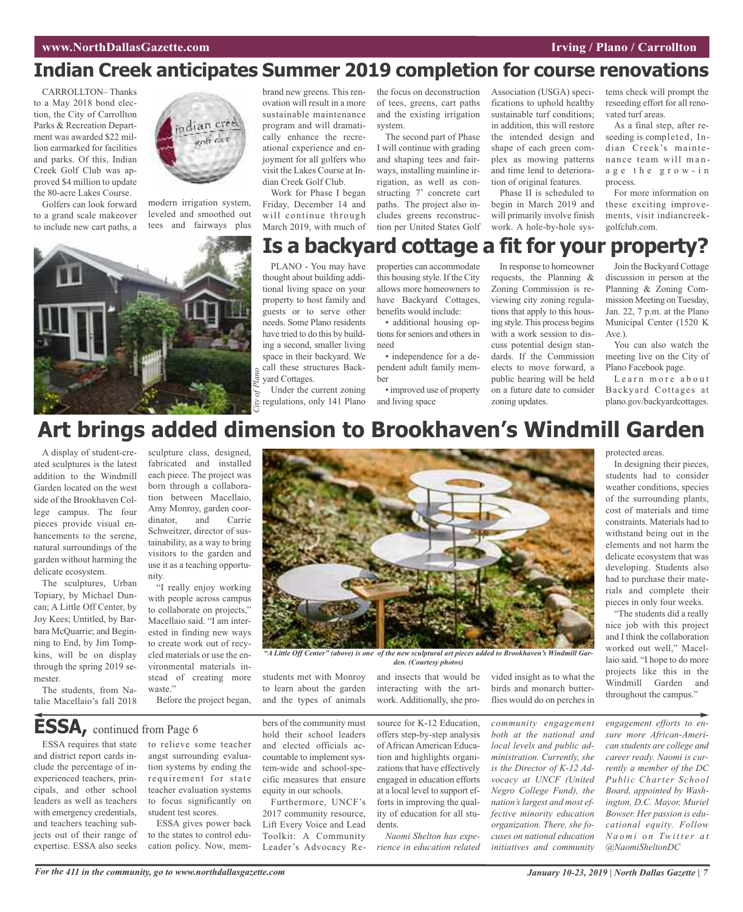# Indian Creek anticipates Summer 2019 completion for course renovations

CARROLLTON– Thanks to a May 2018 bond election, the City of Carrollton Parks & Recreation Department was awarded $22 million earmarked for facilities and parks. Of this, Indian Creek Golf Club was approved $4 million to update the 80-acre Lakes Course.

Golfers can look forward to a grand scale makeover to include new cart paths, a modern irrigation system, leveled and smoothed out tees and fairways plus brand new greens. This renovation will result in a more sustainable maintenance program and will dramatically enhance the recreational experience and enjoyment for all golfers who visit the Lakes Course at Indian Creek Golf Club.

Work for Phase I began Friday, December 14 and will continue through March 2019, with much of the focus on deconstruction of tees, greens, cart paths and the existing irrigation system.

The second part of Phase I will continue with grading and shaping tees and fairways, installing mainline irrigation, as well as constructing 7' concrete cart paths. The project also includes greens reconstruction per United States Golf Association (USGA) specifications to uphold healthy sustainable turf conditions; in addition, this will restore the intended design and shape of each green complex as mowing patterns and time lend to deterioration of original features.

Phase II is scheduled to begin in March 2019 and will primarily involve finish work. A hole-by-hole systems check will prompt the reseeding effort for all renovated turf areas.

As a final step, after reseeding is completed, Indian Creek's maintenance team will manage the grow-in process.

For more information on these exciting improvements, visit indiancreekgolfclub.com.

# Is a backyard cottage a fit for your property?

*City of Plano*

PLANO - You may have thought about building additional living space on your property to host family and guests or to serve other needs. Some Plano residents have tried to do this by building a second, smaller living space in their backyard. We call these structures Backyard Cottages.

Under the current zoning regulations, only 141 Plano properties can accommodate this housing style. If the City allows more homeowners to have Backyard Cottages, benefits would include:

- additional housing options for seniors and others in need
- independence for a dependent adult family member
- improved use of property and living space

In response to homeowner requests, the Planning & Zoning Commission is reviewing city zoning regulations that apply to this housing style. This process begins with a work session to discuss potential design standards. If the Commission elects to move forward, a public hearing will be held on a future date to consider zoning updates.

Join the Backyard Cottage discussion in person at the Planning & Zoning Commission Meeting on Tuesday, Jan. 22, 7 p.m. at the Plano Municipal Center (1520 K Ave.).

You can also watch the meeting live on the City of Plano Facebook page.

Learn more about Backyard Cottages at plano.gov/backyardcottages.

# Art brings added dimension to Brookhaven's Windmill Garden

A display of student-created sculptures is the latest addition to the Windmill Garden located on the west side of the Brookhaven College campus. The four pieces provide visual enhancements to the serene, natural surroundings of the garden without harming the delicate ecosystem.

The sculptures, Urban Topiary, by Michael Duncan; A Little Off Center, by Joy Kees; Untitled, by Barbara McQuarrie; and Beginning to End, by Jim Tompkins, will be on display through the spring 2019 semester.

The students, from Natalie Macellaio's fall 2018 sculpture class, designed, fabricated and installed each piece. The project was born through a collaboration between Macellaio, Amy Monroy, garden coordinator, and Carrie Schweitzer, director of sustainability, as a way to bring visitors to the garden and use it as a teaching opportunity.

"I really enjoy working with people across campus to collaborate on projects," Macellaio said. "I am interested in finding new ways to create work out of recycled materials or use the environmental materials instead of creating more waste."

Before the project began, students met with Monroy to learn about the garden and the types of animals and insects that would be interacting with the artwork. Additionally, she provided insight as to what the birds and monarch butterflies would do on perches in protected areas.

*"A Little Off Center" (above) is one of the new sculptural art pieces added to Brookhaven's Windmill Garden. (Courtesy photos)*

In designing their pieces, students had to consider weather conditions, species of the surrounding plants, cost of materials and time constraints. Materials had to withstand being out in the elements and not harm the delicate ecosystem that was developing. Students also had to purchase their materials and complete their pieces in only four weeks.

"The students did a really nice job with this project and I think the collaboration worked out well," Macellaio said. "I hope to do more projects like this in the Windmill Garden and throughout the campus."

## ESSA, continued from Page 6

ESSA requires that state and district report cards include the percentage of inexperienced teachers, principals, and other school leaders as well as teachers with emergency credentials, and teachers teaching subjects out of their range of expertise. ESSA also seeks to relieve some teacher angst surrounding evaluation systems by ending the requirement for state teacher evaluation systems to focus significantly on student test scores.

ESSA gives power back to the states to control education policy. Now, members of the community must hold their school leaders and elected officials accountable to implement system-wide and school-specific measures that ensure equity in our schools.

Furthermore, UNCF's 2017 community resource, Lift Every Voice and Lead Toolkit: A Community Leader's Advocacy Resource for K-12 Education, offers step-by-step analysis of African American Education and highlights organizations that have effectively engaged in education efforts at a local level to support efforts in improving the quality of education for all students.

*Naomi Shelton has experience in education related community engagement both at the national and local levels and public administration. Currently, she is the Director of K-12 Advocacy at UNCF (United Negro College Fund), the nation's largest and most effective minority education organization. There, she focuses on national education initiatives and community engagement efforts to ensure more African-American students are college and career ready. Naomi is currently a member of the DC Public Charter School Board, appointed by Washington, D.C. Mayor, Muriel Bowser. Her passion is educational equity. Follow Naomi on Twitter at @NaomiSheltonDC*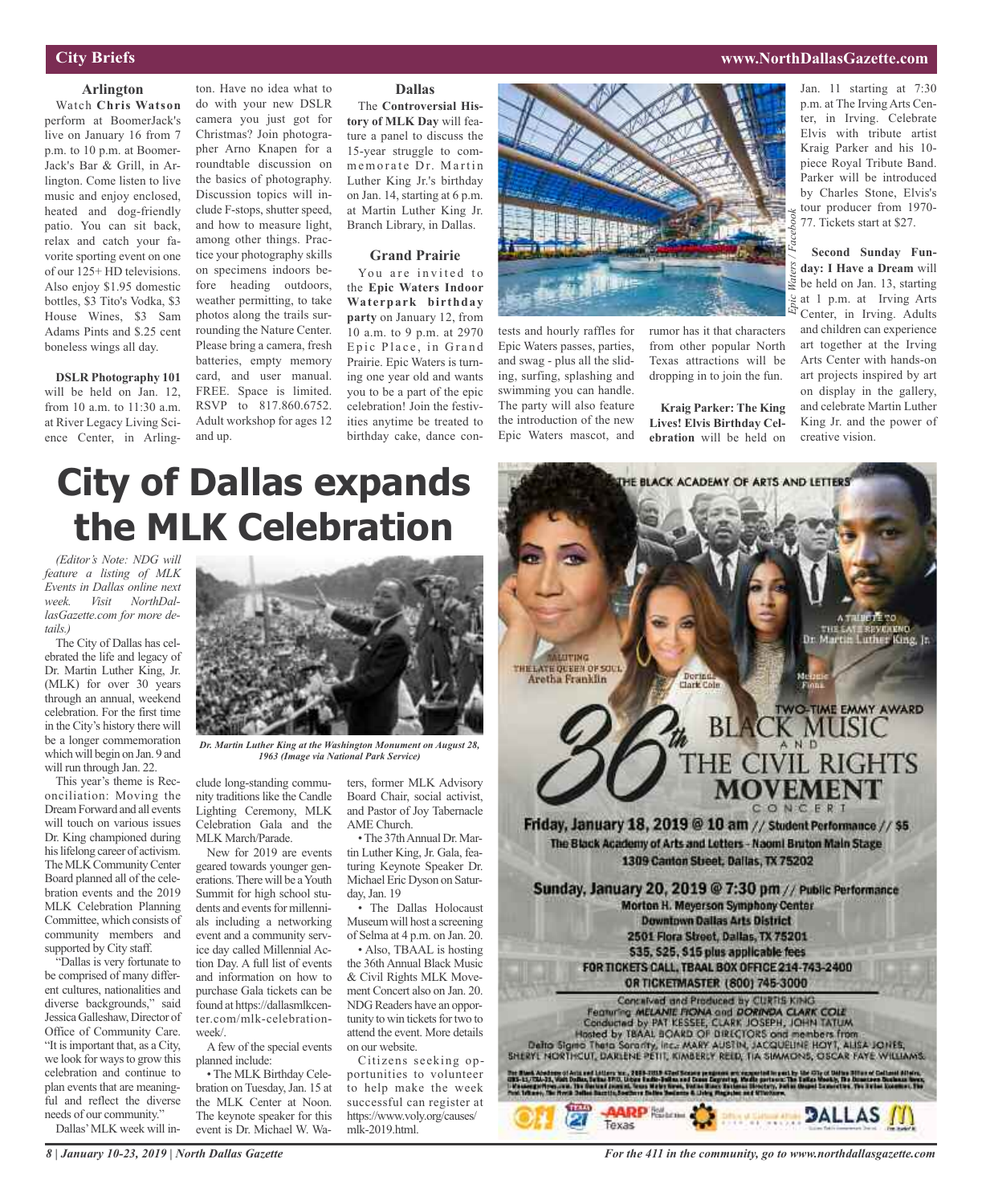## City Briefs

### Arlington

Watch **Chris Watson** perform at BoomerJack's live on January 16 from 7 p.m. to 10 p.m. at BoomerJack's Bar & Grill, in Arlington. Come listen to live music and enjoy enclosed, heated and dog-friendly patio. You can sit back, relax and catch your favorite sporting event on one of our 125+ HD televisions. Also enjoy $1.95 domestic bottles, $3 Tito's Vodka, $3 House Wines, $3 Sam Adams Pints and $.25 cent boneless wings all day.

**DSLR Photography 101** will be held on Jan. 12, from 10 a.m. to 11:30 a.m. at River Legacy Living Science Center, in Arlington. Have no idea what to do with your new DSLR camera you just got for Christmas? Join photographer Arno Knapen for a roundtable discussion on the basics of photography. Discussion topics will include F-stops, shutter speed, and how to measure light, among other things. Practice your photography skills on specimens indoors before heading outdoors, weather permitting, to take photos along the trails surrounding the Nature Center. Please bring a camera, fresh batteries, empty memory card, and user manual. FREE. Space is limited. RSVP to 817.860.6752. Adult workshop for ages 12 and up.

### Dallas

The **Controversial History of MLK Day** will feature a panel to discuss the 15-year struggle to commemorate Dr. Martin Luther King Jr.'s birthday on Jan. 14, starting at 6 p.m. at Martin Luther King Jr. Branch Library, in Dallas.

### Grand Prairie

You are invited to the **Epic Waters Indoor Waterpark birthday party** on January 12, from 10 a.m. to 9 p.m. at 2970 Epic Place, in Grand Prairie. Epic Waters is turning one year old and wants you to be a part of the epic celebration! Join the festivities anytime be treated to birthday cake, dance contests and hourly raffles for Epic Waters passes, parties, and swag - plus all the sliding, surfing, splashing and swimming you can handle. The party will also feature the introduction of the new Epic Waters mascot, and rumor has it that characters from other popular North Texas attractions will be dropping in to join the fun.

*Epic Waters / Facebook*

**Kraig Parker: The King Lives! Elvis Birthday Celebration** will be held on Jan. 11 starting at 7:30 p.m. at The Irving Arts Center, in Irving. Celebrate Elvis with tribute artist Kraig Parker and his 10-piece Royal Tribute Band. Parker will be introduced by Charles Stone, Elvis's tour producer from 1970-77. Tickets start at $27.

**Second Sunday Funday: I Have a Dream** will be held on Jan. 13, starting at 1 p.m. at Irving Arts Center, in Irving. Adults and children can experience art together at the Irving Arts Center with hands-on art projects inspired by art on display in the gallery, and celebrate Martin Luther King Jr. and the power of creative vision.

# City of Dallas expands the MLK Celebration

*(Editor's Note: NDG will feature a listing of MLK Events in Dallas online next week. Visit NorthDallasGazette.com for more details.)*

The City of Dallas has celebrated the life and legacy of Dr. Martin Luther King, Jr. (MLK) for over 30 years through an annual, weekend celebration. For the first time in the City's history there will be a longer commemoration which will begin on Jan. 9 and will run through Jan. 22.

This year's theme is Reconciliation: Moving the Dream Forward and all events will touch on various issues Dr. King championed during his lifelong career of activism. The MLK Community Center Board planned all of the celebration events and the 2019 MLK Celebration Planning Committee, which consists of community members and supported by City staff.

"Dallas is very fortunate to be comprised of many different cultures, nationalities and diverse backgrounds," said Jessica Galleshaw, Director of Office of Community Care. "It is important that, as a City, we look for ways to grow this celebration and continue to plan events that are meaningful and reflect the diverse needs of our community."

*Dr. Martin Luther King at the Washington Monument on August 28, 1963 (Image via National Park Service)*

Dallas' MLK week will include long-standing community traditions like the Candle Lighting Ceremony, MLK Celebration Gala and the MLK March/Parade.

New for 2019 are events geared towards younger generations. There will be a Youth Summit for high school students and events for millennials including a networking event and a community service day called Millennial Action Day. A full list of events and information on how to purchase Gala tickets can be found at https://dallasmlkcenter.com/mlk-celebration-week/.

A few of the special events planned include:

- The MLK Birthday Celebration on Tuesday, Jan. 15 at the MLK Center at Noon. The keynote speaker for this event is Dr. Michael W. Waters, former MLK Advisory Board Chair, social activist, and Pastor of Joy Tabernacle AME Church.
- The 37th Annual Dr. Martin Luther King, Jr. Gala, featuring Keynote Speaker Dr. Michael Eric Dyson on Saturday, Jan. 19
- The Dallas Holocaust Museum will host a screening of Selma at 4 p.m. on Jan. 20.
- Also, TBAAL is hosting the 36th Annual Black Music & Civil Rights MLK Movement Concert also on Jan. 20. NDG Readers have an opportunity to win tickets for two to attend the event. More details on our website.

Citizens seeking opportunities to volunteer to help make the week successful can register at https://www.voly.org/causes/mlk-2019.html.

THE BLACK ACADEMY OF ARTS AND LETTERS

SALUTING THE LATE QUEEN OF SOUL Aretha Franklin

Dorinda Clark Cole

Melanie Fiona

A TRIBUTE TO THE LATE REVEREND Dr. Martin Luther King, Jr.

TWO-TIME EMMY AWARD

36th BLACK MUSIC AND THE CIVIL RIGHTS MOVEMENT CONCERT

Friday, January 18, 2019 @ 10 am // Student Performance // $5
The Black Academy of Arts and Letters - Naomi Bruton Main Stage
1309 Canton Street, Dallas, TX 75202

Sunday, January 20, 2019 @ 7:30 pm // Public Performance
Morton H. Meyerson Symphony Center
Downtown Dallas Arts District
2501 Flora Street, Dallas, TX 75201
$35, $25, $15 plus applicable fees
FOR TICKETS CALL TBAAL BOX OFFICE 214-743-2400
OR TICKETMASTER (800) 745-3000

Conceived and Produced by CURTIS KING
Featuring MELANIE FIONA and DORINDA CLARK COLE
Conducted by PAT KESSEE, CLARK JOSEPH, JOHN TATUM
Hosted by TBAAL BOARD OF DIRECTORS and members from
Delta Sigma Theta Sorority, Inc.: MARY AUSTIN, JACQUELINE HOYT, ALISA JONES, SHERYL NORTHCUT, DARLENE PETIT, KIMBERLY REED, TIA SIMMONS, OSCAR FAYE WILLIAMS

AARP Texas · DALLAS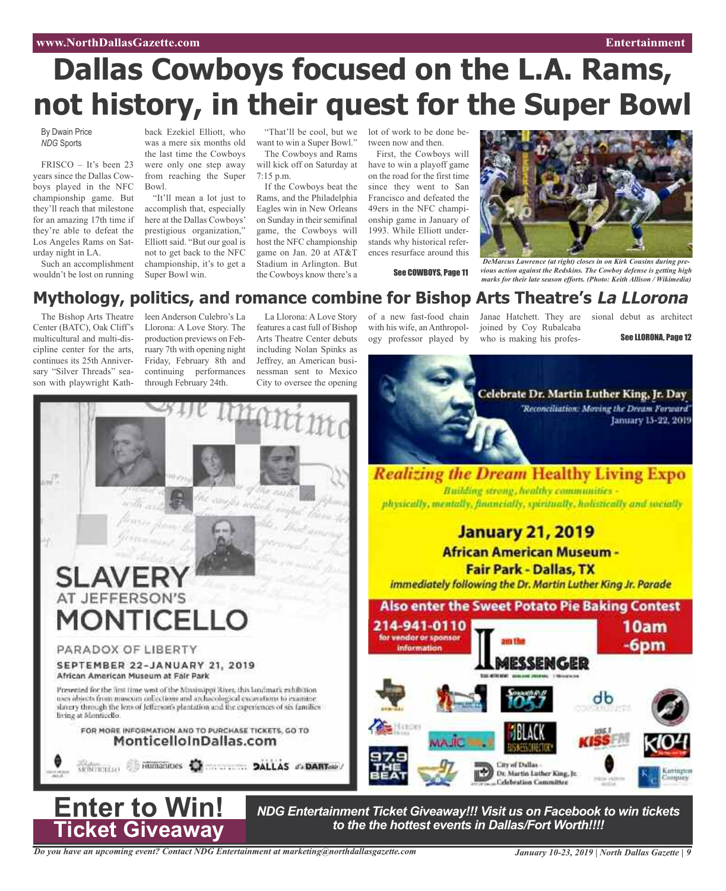# Dallas Cowboys focused on the L.A. Rams, not history, in their quest for the Super Bowl

By Dwain Price
*NDG* Sports

FRISCO – It's been 23 years since the Dallas Cowboys played in the NFC championship game. But they'll reach that milestone for an amazing 17th time if they're able to defeat the Los Angeles Rams on Saturday night in LA.

Such an accomplishment wouldn't be lost on running back Ezekiel Elliott, who was a mere six months old the last time the Cowboys were only one step away from reaching the Super Bowl.

"It'll mean a lot just to accomplish that, especially here at the Dallas Cowboys' prestigious organization," Elliott said. "But our goal is not to get back to the NFC championship, it's to get a Super Bowl win.

"That'll be cool, but we want to win a Super Bowl."

The Cowboys and Rams will kick off on Saturday at 7:15 p.m.

If the Cowboys beat the Rams, and the Philadelphia Eagles win in New Orleans on Sunday in their semifinal game, the Cowboys will host the NFC championship game on Jan. 20 at AT&T Stadium in Arlington. But the Cowboys know there's a lot of work to be done between now and then.

First, the Cowboys will have to win a playoff game on the road for the first time since they went to San Francisco and defeated the 49ers in the NFC championship game in January of 1993. While Elliott understands why historical references resurface around this

See COWBOYS, Page 11

*DeMarcus Lawrence (at right) closes in on Kirk Cousins during previous action against the Redskins. The Cowboy defense is getting high marks for their late season efforts. (Photo: Keith Allison / Wikimedia)*

## Mythology, politics, and romance combine for Bishop Arts Theatre's *La LLorona*

The Bishop Arts Theatre Center (BATC), Oak Cliff's multicultural and multi-discipline center for the arts, continues its 25th Anniversary "Silver Threads" season with playwright Kathleen Anderson Culebro's La Llorona: A Love Story. The production previews on February 7th with opening night Friday, February 8th and continuing performances through February 24th.

La Llorona: A Love Story features a cast full of Bishop Arts Theatre Center debuts including Nolan Spinks as Jeffrey, an American businessman sent to Mexico City to oversee the opening of a new fast-food chain with his wife, an Anthropology professor played by Janae Hatchett. They are joined by Coy Rubalcaba who is making his professional debut as architect

See LLORONA, Page 12

SLAVERY AT JEFFERSON'S MONTICELLO

PARADOX OF LIBERTY

SEPTEMBER 22–JANUARY 21, 2019
African American Museum at Fair Park

Presented for the first time west of the Mississippi River, this landmark exhibition uses objects from museum collections and archaeological excavations to examine slavery through the lens of Jefferson's plantation and the experiences of six families living at Monticello.

FOR MORE INFORMATION AND TO PURCHASE TICKETS, GO TO MonticelloInDallas.com

Celebrate Dr. Martin Luther King, Jr. Day
"Reconciliation: Moving the Dream Forward"
January 15-22, 2019

Realizing the Dream Healthy Living Expo
Building strong, healthy communities - physically, mentally, financially, spiritually, holistically and socially

January 21, 2019
African American Museum - Fair Park - Dallas, TX
immediately following the Dr. Martin Luther King Jr. Parade

Also enter the Sweet Potato Pie Baking Contest

214-941-0110 for vendor or sponsor information

10am -6pm

I am the MESSENGER

City of Dallas - Dr. Martin Luther King, Jr. Celebration Committee

**Enter to Win! Ticket Giveaway**

***NDG Entertainment Ticket Giveaway!!! Visit us on Facebook to win tickets to the the hottest events in Dallas/Fort Worth!!!!***

*Do you have an upcoming event? Contact NDG Entertainment at marketing@northdallasgazette.com*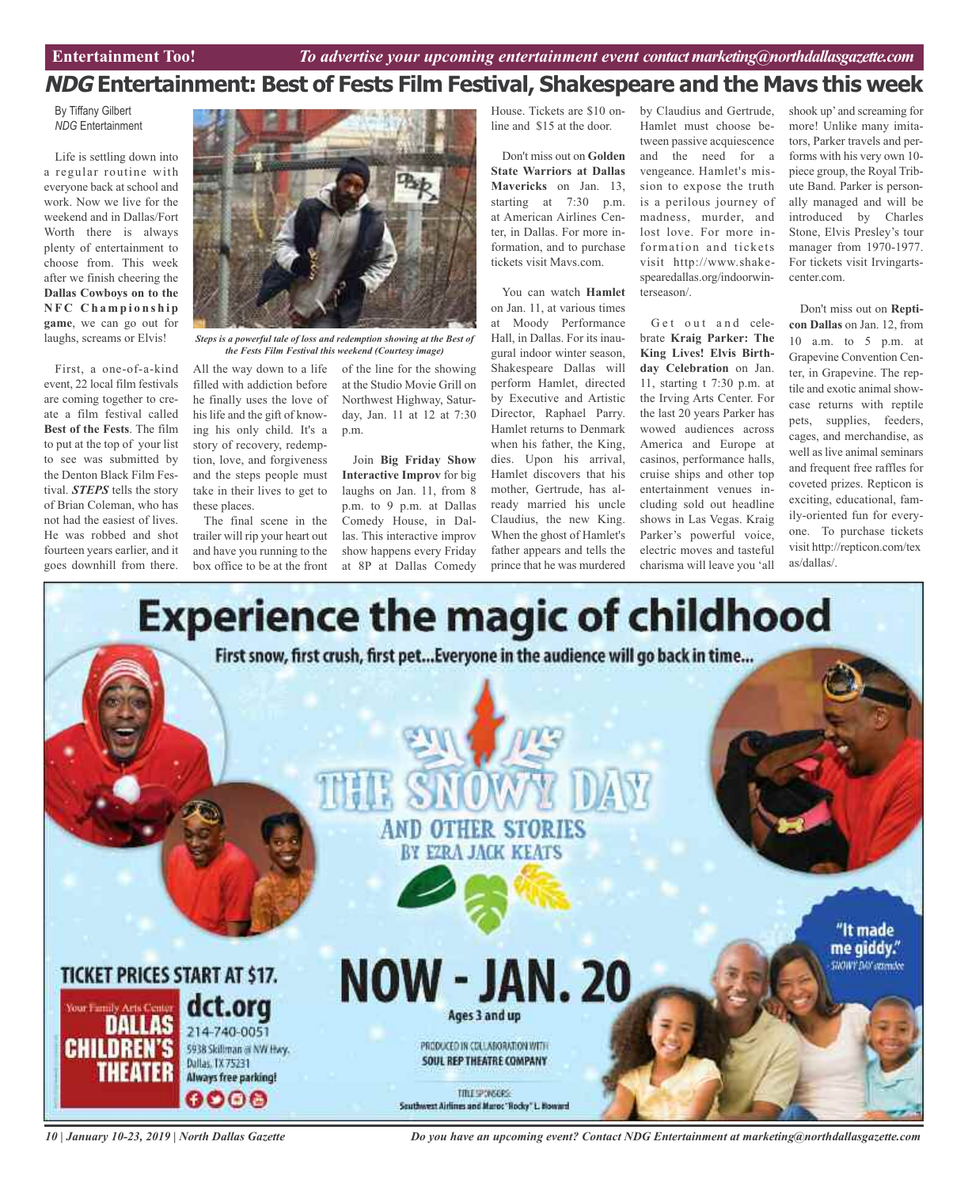# *NDG* Entertainment: Best of Fests Film Festival, Shakespeare and the Mavs this week

By Tiffany Gilbert
*NDG* Entertainment

Life is settling down into a regular routine with everyone back at school and work. Now we live for the weekend and in Dallas/Fort Worth there is always plenty of entertainment to choose from. This week after we finish cheering the **Dallas Cowboys on to the NFC Championship game**, we can go out for laughs, screams or Elvis!

*Steps is a powerful tale of loss and redemption showing at the Best of the Fests Film Festival this weekend (Courtesy image)*

First, a one-of-a-kind event, 22 local film festivals are coming together to create a film festival called **Best of the Fests**. The film to put at the top of your list to see was submitted by the Denton Black Film Festival. ***STEPS*** tells the story of Brian Coleman, who has not had the easiest of lives. He was robbed and shot fourteen years earlier, and it goes downhill from there. All the way down to a life filled with addiction before he finally uses the love of his life and the gift of knowing his only child. It's a story of recovery, redemption, love, and forgiveness and the steps people must take in their lives to get to these places.

The final scene in the trailer will rip your heart out and have you running to the box office to be at the front of the line for the showing at the Studio Movie Grill on Northwest Highway, Saturday, Jan. 11 at 12 at 7:30 p.m.

Join **Big Friday Show Interactive Improv** for big laughs on Jan. 11, from 8 p.m. to 9 p.m. at Dallas Comedy House, in Dallas. This interactive improv show happens every Friday at 8P at Dallas Comedy House. Tickets are $10 online and $15 at the door.

Don't miss out on **Golden State Warriors at Dallas Mavericks** on Jan. 13, starting at 7:30 p.m. at American Airlines Center, in Dallas. For more information, and to purchase tickets visit Mavs.com.

You can watch **Hamlet** on Jan. 11, at various times at Moody Performance Hall, in Dallas. For its inaugural indoor winter season, Shakespeare Dallas will perform Hamlet, directed by Executive and Artistic Director, Raphael Parry. Hamlet returns to Denmark when his father, the King, dies. Upon his arrival, Hamlet discovers that his mother, Gertrude, has already married his uncle Claudius, the new King. When the ghost of Hamlet's father appears and tells the prince that he was murdered by Claudius and Gertrude, Hamlet must choose between passive acquiescence and the need for a vengeance. Hamlet's mission to expose the truth is a perilous journey of madness, murder, and lost love. For more information and tickets visit http://www.shakespearedallas.org/indoorwinterseason/.

Get out and celebrate **Kraig Parker: The King Lives! Elvis Birthday Celebration** on Jan. 11, starting t 7:30 p.m. at the Irving Arts Center. For the last 20 years Parker has wowed audiences across America and Europe at casinos, performance halls, cruise ships and other top entertainment venues including sold out headline shows in Las Vegas. Kraig Parker's powerful voice, electric moves and tasteful charisma will leave you 'all shook up' and screaming for more! Unlike many imitators, Parker travels and performs with his very own 10-piece group, the Royal Tribute Band. Parker is personally managed and will be introduced by Charles Stone, Elvis Presley's tour manager from 1970-1977. For tickets visit Irvingartscenter.com.

Don't miss out on **Repticon Dallas** on Jan. 12, from 10 a.m. to 5 p.m. at Grapevine Convention Center, in Grapevine. The reptile and exotic animal showcase returns with reptile pets, supplies, feeders, cages, and merchandise, as well as live animal seminars and frequent free raffles for coveted prizes. Repticon is exciting, educational, family-oriented fun for everyone. To purchase tickets visit http://repticon.com/texas/dallas/.

# Experience the magic of childhood

First snow, first crush, first pet...Everyone in the audience will go back in time...

THE SNOWY DAY AND OTHER STORIES BY EZRA JACK KEATS

NOW - JAN. 20

Ages 3 and up

"It made me giddy." SNOWY DAY attendee

TICKET PRICES START AT $17.

Your Family Arts Center DALLAS CHILDREN'S THEATER

dct.org
214-740-0051
5938 Skillman @ NW Hwy.
Dallas, TX 75231
Always free parking!

PRODUCED IN COLLABORATION WITH SOUL REP THEATRE COMPANY

TITLE SPONSORS: Southwest Airlines and Maroc "Rocky" L. Howard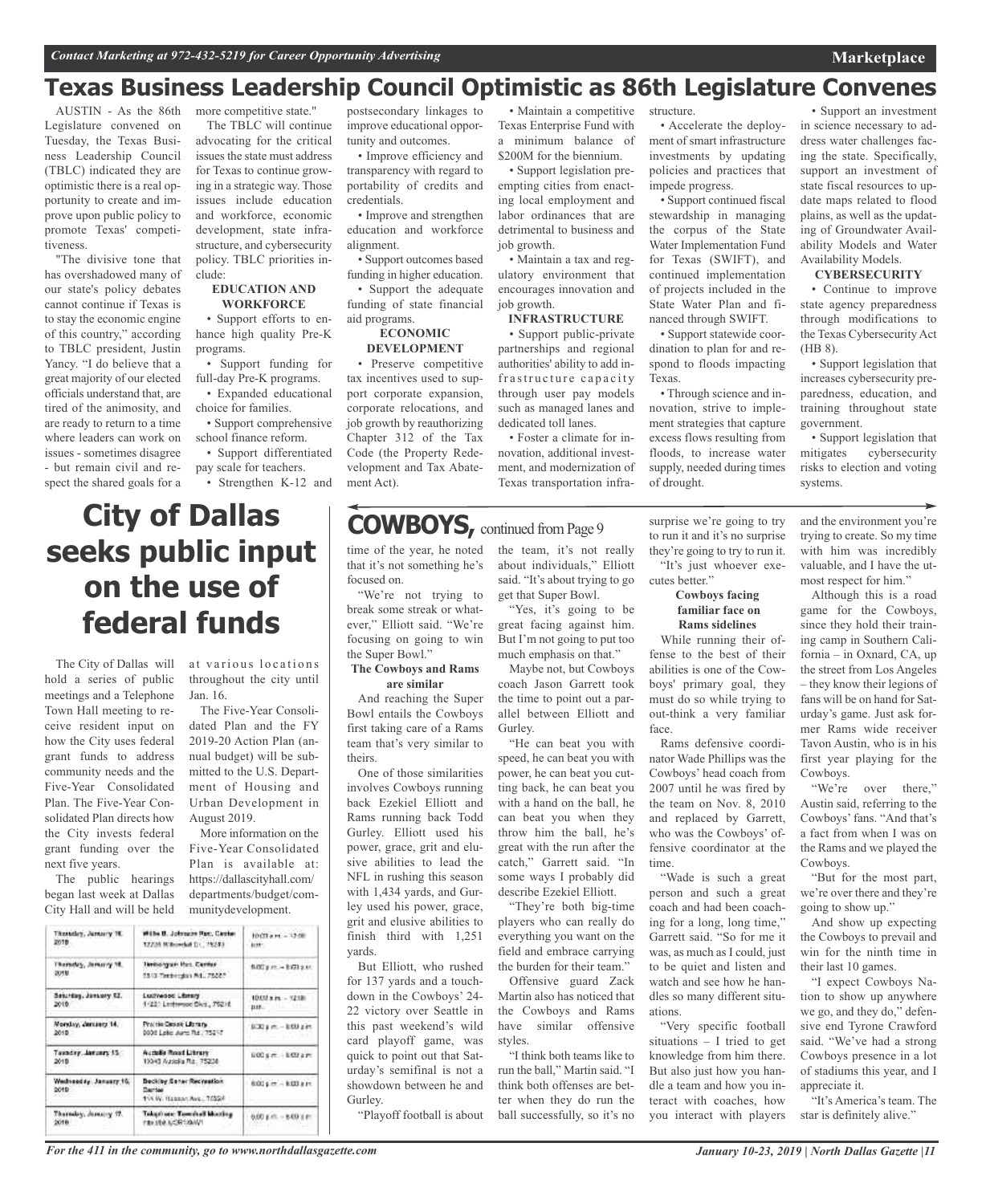# Texas Business Leadership Council Optimistic as 86th Legislature Convenes

AUSTIN - As the 86th Legislature convened on Tuesday, the Texas Business Leadership Council (TBLC) indicated they are optimistic there is a real opportunity to create and improve upon public policy to promote Texas' competitiveness.

"The divisive tone that has overshadowed many of our state's policy debates cannot continue if Texas is to stay the economic engine of this country," according to TBLC president, Justin Yancy. "I do believe that a great majority of our elected officials understand that, are tired of the animosity, and are ready to return to a time where leaders can work on issues - sometimes disagree - but remain civil and respect the shared goals for a more competitive state."

The TBLC will continue advocating for the critical issues the state must address for Texas to continue growing in a strategic way. Those issues include education and workforce, economic development, state infrastructure, and cybersecurity policy. TBLC priorities include:

**EDUCATION AND WORKFORCE**

- Support efforts to enhance high quality Pre-K programs.
- Support funding for full-day Pre-K programs.
- Expanded educational choice for families.
- Support comprehensive school finance reform.
- Support differentiated pay scale for teachers.
- Strengthen K-12 and postsecondary linkages to improve educational opportunity and outcomes.
- Improve efficiency and transparency with regard to portability of credits and credentials.
- Improve and strengthen education and workforce alignment.
- Support outcomes based funding in higher education.
- Support the adequate funding of state financial aid programs.

**ECONOMIC DEVELOPMENT**

- Preserve competitive tax incentives used to support corporate expansion, corporate relocations, and job growth by reauthorizing Chapter 312 of the Tax Code (the Property Redevelopment and Tax Abatement Act).
- Maintain a competitive Texas Enterprise Fund with a minimum balance of $200M for the biennium.
- Support legislation preempting cities from enacting local employment and labor ordinances that are detrimental to business and job growth.
- Maintain a tax and regulatory environment that encourages innovation and job growth.

**INFRASTRUCTURE**

- Support public-private partnerships and regional authorities' ability to add infrastructure capacity through user pay models such as managed lanes and dedicated toll lanes.
- Foster a climate for innovation, additional investment, and modernization of Texas transportation infrastructure.
- Accelerate the deployment of smart infrastructure investments by updating policies and practices that impede progress.
- Support continued fiscal stewardship in managing the corpus of the State Water Implementation Fund for Texas (SWIFT), and continued implementation of projects included in the State Water Plan and financed through SWIFT.
- Support statewide coordination to plan for and respond to floods impacting Texas.
- Through science and innovation, strive to implement strategies that capture excess flows resulting from floods, to increase water supply, needed during times of drought.
- Support an investment in science necessary to address water challenges facing the state. Specifically, support an investment of state fiscal resources to update maps related to flood plains, as well as the updating of Groundwater Availability Models and Water Availability Models.

**CYBERSECURITY**

- Continue to improve state agency preparedness through modifications to the Texas Cybersecurity Act (HB 8).
- Support legislation that increases cybersecurity preparedness, education, and training throughout state government.
- Support legislation that mitigates cybersecurity risks to election and voting systems.

# City of Dallas seeks public input on the use of federal funds

The City of Dallas will hold a series of public meetings and a Telephone Town Hall Meeting to receive resident input on how the City uses federal grant funds to address community needs and the Five-Year Consolidated Plan. The Five-Year Consolidated Plan directs how the City invests federal grant funding over the next five years.

The public hearings began last week at Dallas City Hall and will be held at various locations throughout the city until Jan. 16.

The Five-Year Consolidated Plan and the FY 2019-20 Action Plan (annual budget) will be submitted to the U.S. Department of Housing and Urban Development in August 2019.

More information on the Five-Year Consolidated Plan is available at: https://dallascityhall.com/departments/budget/communitydevelopment.

| Date | Location | Time |
|---|---|---|
| Thursday, January 10, 2019 | Willie B. Johnson Rec. Center 12225 Willowdell Dr., 75243 | 10:00 a.m. – 12:00 p.m. |
| Thursday, January 10, 2019 | Timberglen Rec. Center 3810 Timberglen Rd., 75287 | 6:00 p.m. – 8:00 p.m. |
| Saturday, January 12, 2019 | Lochwood Library 11221 Lochwood Blvd., 75218 | 10:00 a.m. – 12:00 p.m. |
| Monday, January 14, 2019 | Prairie Creek Library 9609 Lake June Rd., 75217 | 6:00 p.m. – 8:00 p.m. |
| Tuesday, January 15, 2019 | Arcadia Road Library 10045 Audelia Rd., 75238 | 6:00 p.m. – 8:00 p.m. |
| Wednesday, January 16, 2019 | Beckley Saner Recreation Center 114 W. Hobson Ave., 75224 | 6:00 p.m. – 8:00 p.m. |
| Thursday, January 17, 2019 | Telephone Townhall Meeting 1-800-USDALLAS | 6:00 p.m. – 8:00 p.m. |

# COWBOYS, continued from Page 9

time of the year, he noted that it's not something he's focused on.

"We're not trying to break some streak or whatever," Elliott said. "We're focusing on going to win the Super Bowl."

**The Cowboys and Rams are similar**

And reaching the Super Bowl entails the Cowboys first taking care of a Rams team that's very similar to theirs.

One of those similarities involves Cowboys running back Ezekiel Elliott and Rams running back Todd Gurley. Elliott used his power, grace, grit and elusive abilities to lead the NFL in rushing this season with 1,434 yards, and Gurley used his power, grace, grit and elusive abilities to finish third with 1,251 yards.

But Elliott, who rushed for 137 yards and a touchdown in the Cowboys' 24-22 victory over Seattle in this past weekend's wild card playoff game, was quick to point out that Saturday's semifinal is not a showdown between he and Gurley.

"Playoff football is about the team, it's not really about individuals," Elliott said. "It's about trying to go get that Super Bowl.

"Yes, it's going to be great facing against him. But I'm not going to put too much emphasis on that."

Maybe not, but Cowboys coach Jason Garrett took the time to point out a parallel between Elliott and Gurley.

"He can beat you with speed, he can beat you with power, he can beat you cutting back, he can beat you with a hand on the ball, he can beat you when they throw him the ball, he's great with the run after the catch," Garrett said. "In some ways I probably did describe Ezekiel Elliott.

"They're both big-time players who can really do everything you want on the field and embrace carrying the burden for their team."

Offensive guard Zack Martin also has noticed that the Cowboys and Rams have similar offensive styles.

"I think both teams like to run the ball," Martin said. "I think both offenses are better when they do run the ball successfully, so it's no surprise we're going to try to run it and it's no surprise they're going to try to run it.

"It's just whoever executes better."

**Cowboys facing familiar face on Rams sidelines**

While running their offense to the best of their abilities is one of the Cowboys' primary goal, they must do so while trying to out-think a very familiar face.

Rams defensive coordinator Wade Phillips was the Cowboys' head coach from 2007 until he was fired by the team on Nov. 8, 2010 and replaced by Garrett, who was the Cowboys' offensive coordinator at the time.

"Wade is such a great person and such a great coach and had been coaching for a long, long time," Garrett said. "So for me it was, as much as I could, just to be quiet and listen and watch and see how he handles so many different situations.

"Very specific football situations – I tried to get knowledge from him there. But also just how you handle a team and how you interact with coaches, how you interact with players and the environment you're trying to create. So my time with him was incredibly valuable, and I have the utmost respect for him."

Although this is a road game for the Cowboys, since they hold their training camp in Southern California – in Oxnard, CA, up the street from Los Angeles – they know their legions of fans will be on hand for Saturday's game. Just ask former Rams wide receiver Tavon Austin, who is in his first year playing for the Cowboys.

"We're over there," Austin said, referring to the Cowboys' fans. "And that's a fact from when I was on the Rams and we played the Cowboys.

"But for the most part, we're over there and they're going to show up."

And show up expecting the Cowboys to prevail and win for the ninth time in their last 10 games.

"I expect Cowboys Nation to show up anywhere we go, and they do," defensive end Tyrone Crawford said. "We've had a strong Cowboys presence in a lot of stadiums this year, and I appreciate it.

"It's America's team. The star is definitely alive."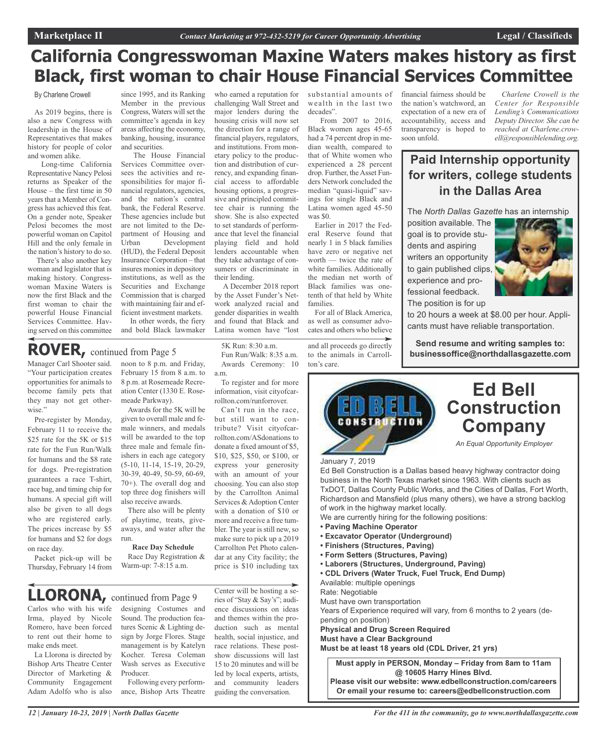# California Congresswoman Maxine Waters makes history as first Black, first woman to chair House Financial Services Committee

By Charlene Crowell

As 2019 begins, there is also a new Congress with leadership in the House of Representatives that makes history for people of color and women alike.

Long-time California Representative Nancy Pelosi returns as Speaker of the House – the first time in 50 years that a Member of Congress has achieved this feat. On a gender note, Speaker Pelosi becomes the most powerful woman on Capitol Hill and the only female in the nation's history to do so.

There's also another key woman and legislator that is making history. Congresswoman Maxine Waters is now the first Black and the first woman to chair the powerful House Financial Services Committee. Having served on this committee since 1995, and its Ranking Member in the previous Congress, Waters will set the committee's agenda in key areas affecting the economy, banking, housing, insurance and securities.

The House Financial Services Committee oversees the activities and responsibilities for major financial regulators, agencies, and the nation's central bank, the Federal Reserve. These agencies include but are not limited to the Department of Housing and Urban Development (HUD), the Federal Deposit Insurance Corporation – that insures monies in depository institutions, as well as the Securities and Exchange Commission that is charged with maintaining fair and efficient investment markets.

In other words, the fiery and bold Black lawmaker who earned a reputation for challenging Wall Street and major lenders during the housing crisis will now set the direction for a range of financial players, regulators, and institutions. From monetary policy to the production and distribution of currency, and expanding financial access to affordable housing options, a progressive and principled committee chair is running the show. She is also expected to set standards of performance that level the financial playing field and hold lenders accountable when they take advantage of consumers or discriminate in their lending.

A December 2018 report by the Asset Funder's Network analyzed racial and gender disparities in wealth and found that Black and Latina women have "lost substantial amounts of wealth in the last two decades".

From 2007 to 2016, Black women ages 45-65 had a 74 percent drop in median wealth, compared to that of White women who experienced a 28 percent drop. Further, the Asset Funders Network concluded the median "quasi-liquid" savings for single Black and Latina women aged 45-50 was $0.

Earlier in 2017 the Federal Reserve found that nearly 1 in 5 black families have zero or negative net worth — twice the rate of white families. Additionally the median net worth of Black families was one-tenth of that held by White families.

For all of Black America, as well as consumer advocates and others who believe financial fairness should be the nation's watchword, an expectation of a new era of accountability, access and transparency is hoped to soon unfold.

*Charlene Crowell is the Center for Responsible Lending's Communications Deputy Director. She can be reached at Charlene.crowell@responsiblelending.org.*

## ROVER, continued from Page 5

Manager Carl Shooter said. "Your participation creates opportunities for animals to become family pets that they may not get otherwise."

Pre-register by Monday, February 11 to receive the $25 rate for the 5K or $15 rate for the Fun Run/Walk for humans and the $8 rate for dogs. Pre-registration guarantees a race T-shirt, race bag, and timing chip for humans. A special gift will also be given to all dogs who are registered early. The prices increase by $5 for humans and $2 for dogs on race day.

Packet pick-up will be Thursday, February 14 from noon to 8 p.m. and Friday, February 15 from 8 a.m. to 8 p.m. at Rosemeade Recreation Center (1330 E. Rosemeade Parkway).

Awards for the 5K will be given to overall male and female winners, and medals will be awarded to the top three male and female finishers in each age category (5-10, 11-14, 15-19, 20-29, 30-39, 40-49, 50-59, 60-69, 70+). The overall dog and top three dog finishers will also receive awards.

There also will be plenty of playtime, treats, giveaways, and water after the run.

**Race Day Schedule**

Race Day Registration & Warm-up: 7-8:15 a.m.
5K Run: 8:30 a.m.
Fun Run/Walk: 8:35 a.m.
Awards Ceremony: 10 a.m.

To register and for more information, visit cityofcarrollton.com/runforrover.

Can't run in the race, but still want to contribute? Visit cityofcarrollton.com/ASdonations to donate a fixed amount of $5, $10, $25, $50, or $100, or express your generosity with an amount of your choosing. You can also stop by the Carrollton Animal Services & Adoption Center with a donation of $10 or more and receive a free tumbler. The year is still new, so make sure to pick up a 2019 Carrollton Pet Photo calendar at any City facility; the price is $10 including tax and all proceeds go directly to the animals in Carrollton's care.

## LLORONA, continued from Page 9

Carlos who with his wife Irma, played by Nicole Romero, have been forced to rent out their home to make ends meet.

La Llorona is directed by Bishop Arts Theatre Center Director of Marketing & Community Engagement Adam Adolfo who is also designing Costumes and Sound. The production features Scenic & Lighting design by Jorge Flores. Stage management is by Katelyn Kocher. Teresa Coleman Wash serves as Executive Producer.

Following every performance, Bishop Arts Theatre Center will be hosting a series of "Stay & Say's"; audience discussions on ideas and themes within the production such as mental health, social injustice, and race relations. These post-show discussions will last 15 to 20 minutes and will be led by local experts, artists, and community leaders guiding the conversation.

## Paid Internship opportunity for writers, college students in the Dallas Area

The *North Dallas Gazette* has an internship position available. The goal is to provide students and aspiring writers an opportunity to gain published clips, experience and professional feedback. The position is for up to 20 hours a week at $8.00 per hour. Applicants must have reliable transportation.

**Send resume and writing samples to: businessoffice@northdallasgazette.com**

## Ed Bell Construction Company

*An Equal Opportunity Employer*

January 7, 2019

Ed Bell Construction is a Dallas based heavy highway contractor doing business in the North Texas market since 1963. With clients such as TxDOT, Dallas County Public Works, and the Cities of Dallas, Fort Worth, Richardson and Mansfield (plus many others), we have a strong backlog of work in the highway market locally.

We are currently hiring for the following positions:

- **Paving Machine Operator**
- **Excavator Operator (Underground)**
- **Finishers (Structures, Paving)**
- **Form Setters (Structures, Paving)**
- **Laborers (Structures, Underground, Paving)**
- **CDL Drivers (Water Truck, Fuel Truck, End Dump)**

Available: multiple openings
Rate: Negotiable
Must have own transportation
Years of Experience required will vary, from 6 months to 2 years (depending on position)
**Physical and Drug Screen Required**
**Must have a Clear Background**
**Must be at least 18 years old (CDL Driver, 21 yrs)**

**Must apply in PERSON, Monday – Friday from 8am to 11am @ 10605 Harry Hines Blvd.**
**Please visit our website: www.edbellconstruction.com/careers**
**Or email your resume to: careers@edbellconstruction.com**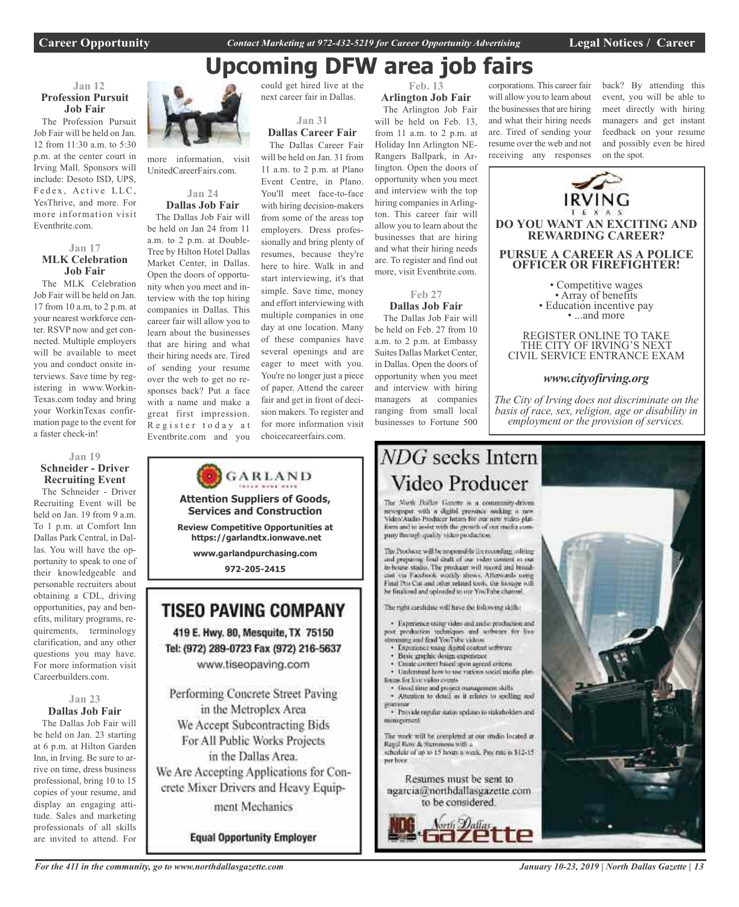# Upcoming DFW area job fairs

### Jan 12
### Profession Pursuit Job Fair

The Profession Pursuit Job Fair will be held on Jan. 12 from 11:30 a.m. to 5:30 p.m. at the center court in Irving Mall. Sponsors will include: Desoto ISD, UPS, Fedex, Active LLC, YesThrive, and more. For more information visit Eventbrite.com.

### Jan 17
### MLK Celebration Job Fair

The MLK Celebration Job Fair will be held on Jan. 17 from 10 a.m, to 2 p.m. at your nearest workforce center. RSVP now and get connected. Multiple employers will be available to meet you and conduct onsite interviews. Save time by registering in www.WorkinTexas.com today and bring your WorkinTexas confirmation page to the event for a faster check-in!

### Jan 19
### Schneider - Driver Recruiting Event

The Schneider - Driver Recruiting Event will be held on Jan. 19 from 9 a.m. To 1 p.m. at Comfort Inn Dallas Park Central, in Dallas. You will have the opportunity to speak to one of their knowledgeable and personable recruiters about obtaining a CDL, driving opportunities, pay and benefits, military programs, requirements, terminology clarification, and any other questions you may have. For more information visit Careerbuilders.com.

### Jan 23
### Dallas Job Fair

The Dallas Job Fair will be held on Jan. 23 starting at 6 p.m. at Hilton Garden Inn, in Irving. Be sure to arrive on time, dress business professional, bring 10 to 15 copies of your resume, and display an engaging attitude. Sales and marketing professionals of all skills are invited to attend. For more information, visit UnitedCareerFairs.com.

### Jan 24
### Dallas Job Fair

The Dallas Job Fair will be held on Jan 24 from 11 a.m. to 2 p.m. at DoubleTree by Hilton Hotel Dallas Market Center, in Dallas. Open the doors of opportunity when you meet and interview with the top hiring companies in Dallas. This career fair will allow you to learn about the businesses that are hiring and what their hiring needs are. Tired of sending your resume over the web to get no responses back? Put a face with a name and make a great first impression. Register today at Eventbrite.com and you could get hired live at the next career fair in Dallas.

### Jan 31
### Dallas Career Fair

The Dallas Career Fair will be held on Jan. 31 from 11 a.m. to 2 p.m. at Plano Event Centre, in Plano. You'll meet face-to-face with hiring decision-makers from some of the areas top employers. Dress professionally and bring plenty of resumes, because they're here to hire. Walk in and start interviewing, it's that simple. Save time, money and effort interviewing with multiple companies in one day at one location. Many of these companies have several openings and are eager to meet with you. You're no longer just a piece of paper. Attend the career fair and get in front of decision makers. To register and for more information visit choicecareerfairs.com.

### Feb. 13
### Arlington Job Fair

The Arlington Job Fair will be held on Feb. 13, from 11 a.m. to 2 p.m. at Holiday Inn Arlington NE-Rangers Ballpark, in Arlington. Open the doors of opportunity when you meet and interview with the top hiring companies in Arlington. This career fair will allow you to learn about the businesses that are hiring and what their hiring needs are. To register and find out more, visit Eventbrite.com.

### Feb 27
### Dallas Job Fair

The Dallas Job Fair will be held on Feb. 27 from 10 a.m. to 2 p.m. at Embassy Suites Dallas Market Center, in Dallas. Open the doors of opportunity when you meet and interview with hiring managers at companies ranging from small local businesses to Fortune 500 corporations. This career fair will allow you to learn about the businesses that are hiring and what their hiring needs are. Tired of sending your resume over the web and not receiving any responses back? By attending this event, you will be able to meet directly with hiring managers and get instant feedback on your resume and possibly even be hired on the spot.

---

**IRVING TEXAS**

**DO YOU WANT AN EXCITING AND REWARDING CAREER?**

**PURSUE A CAREER AS A POLICE OFFICER OR FIREFIGHTER!**

- Competitive wages
- Array of benefits
- Education incentive pay
- ...and more

REGISTER ONLINE TO TAKE THE CITY OF IRVING'S NEXT CIVIL SERVICE ENTRANCE EXAM

***www.cityofirving.org***

*The City of Irving does not discriminate on the basis of race, sex, religion, age or disability in employment or the provision of services.*

---

**GARLAND**

**Attention Suppliers of Goods, Services and Construction**

**Review Competitive Opportunities at https://garlandtx.ionwave.net**

**www.garlandpurchasing.com**

**972-205-2415**

---

## TISEO PAVING COMPANY

**419 E. Hwy. 80, Mesquite, TX 75150**
**Tel: (972) 289-0723 Fax (972) 216-5637**
www.tiseopaving.com

Performing Concrete Street Paving in the Metroplex Area
We Accept Subcontracting Bids For All Public Works Projects in the Dallas Area.
We Are Accepting Applications for Concrete Mixer Drivers and Heavy Equipment Mechanics

**Equal Opportunity Employer**

---

## *NDG* seeks Intern Video Producer

The North Dallas Gazette is a community-driven newspaper with a digital presence seeking a new Video/Audio Producer Intern for our new video platform and to assist with the growth of our media company through quality video production.

The Producer will be responsible for recording, editing and preparing final draft of our video content in our in-house studio. The producer will record and broadcast via Facebook weekly shows. Afterwards using Final Pro Cut and other related tools, the footage will be finalized and uploaded to our YouTube channel.

The right candidate will have the following skills:

- Experience using video and audio production and post production techniques and software for live streaming and final YouTube videos.
- Experience using digital content software
- Basic graphic design experience
- Create content based upon agreed criteria
- Understand how to use various social media platforms for live video events
- Good time and project management skills
- Attention to detail as it relates to spelling and grammar
- Provide regular status updates to stakeholders and management

The work will be completed at our studio located at Regal Row & Stemmons with a schedule of up to 15 hours a week. Pay rate is $12-15 per hour.

Resumes must be sent to ngarcia@northdallasgazette.com to be considered.

NDG North Dallas Gazette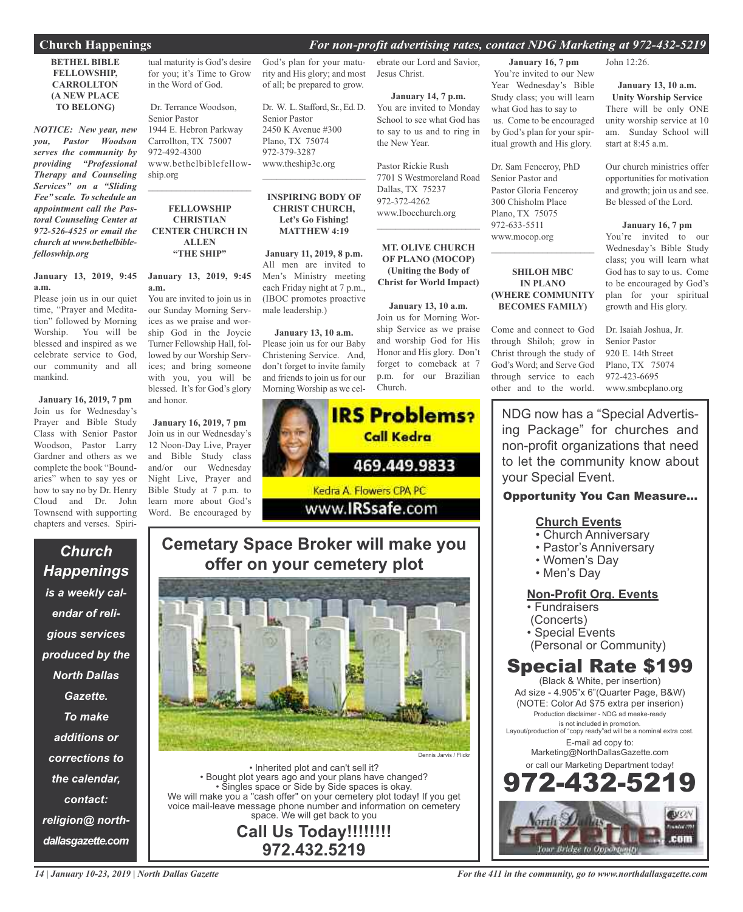## Church Happenings

*For non-profit advertising rates, contact NDG Marketing at 972-432-5219*

### BETHEL BIBLE FELLOWSHIP, CARROLLTON (A NEW PLACE TO BELONG)

***NOTICE: New year, new you, Pastor Woodson serves the community by providing "Professional Therapy and Counseling Services" on a "Sliding Fee" scale. To schedule an appointment call the Pastoral Counseling Center at 972-526-4525 or email the church at www.bethelbiblefelloswhip.org***

**January 13, 2019, 9:45 a.m.**
Please join us in our quiet time, "Prayer and Meditation" followed by Morning Worship. You will be blessed and inspired as we celebrate service to God, our community and all mankind.

**January 16, 2019, 7 pm**
Join us for Wednesday's Prayer and Bible Study Class with Senior Pastor Woodson, Pastor Larry Gardner and others as we complete the book "Boundaries" when to say yes or how to say no by Dr. Henry Cloud and Dr. John Townsend with supporting chapters and verses. Spiritual maturity is God's desire for you; it's Time to Grow in the Word of God.

Dr. Terrance Woodson,
Senior Pastor
1944 E. Hebron Parkway
Carrollton, TX 75007
972-492-4300
www.bethelbiblefellowship.org

---

### FELLOWSHIP CHRISTIAN CENTER CHURCH IN ALLEN "THE SHIP"

**January 13, 2019, 9:45 a.m.**
You are invited to join us in our Sunday Morning Services as we praise and worship God in the Joycie Turner Fellowship Hall, followed by our Worship Services; and bring someone with you, you will be blessed. It's for God's glory and honor.

**January 16, 2019, 7 pm**
Join us in our Wednesday's 12 Noon-Day Live, Prayer and Bible Study class and/or our Wednesday Night Live, Prayer and Bible Study at 7 p.m. to learn more about God's Word. Be encouraged by God's plan for your maturity and His glory; and most of all; be prepared to grow.

Dr. W. L. Stafford, Sr., Ed. D.
Senior Pastor
2450 K Avenue #300
Plano, TX 75074
972-379-3287
www.theship3c.org

---

### INSPIRING BODY OF CHRIST CHURCH, Let's Go Fishing! MATTHEW 4:19

**January 11, 2019, 8 p.m.**
All men are invited to Men's Ministry meeting each Friday night at 7 p.m., (IBOC promotes proactive male leadership.)

**January 13, 10 a.m.**
Please join us for our Baby Christening Service. And, don't forget to invite family and friends to join us for our Morning Worship as we celebrate our Lord and Savior, Jesus Christ.

**January 14, 7 p.m.**
You are invited to Monday School to see what God has to say to us and to ring in the New Year.

Pastor Rickie Rush
7701 S Westmoreland Road
Dallas, TX 75237
972-372-4262
www.Ibocchurch.org

---

### MT. OLIVE CHURCH OF PLANO (MOCOP) (Uniting the Body of Christ for World Impact)

**January 13, 10 a.m.**
Join us for Morning Worship Service as we praise and worship God for His Honor and His glory. Don't forget to comeback at 7 p.m. for our Brazilian Church.

**January 16, 7 pm**
You're invited to our New Year Wednesday's Bible Study class; you will learn what God has to say to us. Come to be encouraged by God's plan for your spiritual growth and His glory.

Dr. Sam Fenceroy, PhD
Senior Pastor and
Pastor Gloria Fenceroy
300 Chisholm Place
Plano, TX 75075
972-633-5511
www.mocop.org

---

### SHILOH MBC IN PLANO (WHERE COMMUNITY BECOMES FAMILY)

Come and connect to God through Shiloh; grow in Christ through the study of God's Word; and Serve God through service to each other and to the world. John 12:26.

**January 13, 10 a.m. Unity Worship Service**
There will be only ONE unity worship service at 10 am. Sunday School will start at 8:45 a.m.

Our church ministries offer opportunities for motivation and growth; join us and see. Be blessed of the Lord.

**January 16, 7 pm**
You're invited to our Wednesday's Bible Study class; you will learn what God has to say to us. Come to be encouraged by God's plan for your spiritual growth and His glory.

Dr. Isaiah Joshua, Jr.
Senior Pastor
920 E. 14th Street
Plano, TX 75074
972-423-6695
www.smbcplano.org

---

***Church Happenings** is a weekly calendar of religious services produced by the North Dallas Gazette. To make additions or corrections to the calendar, contact: religion@ northdallasgazette.com*

---

**IRS Problems? Call Kedra**
469.449.9833
Kedra A. Flowers CPA PC
www.IRSsafe.com

---

## Cemetary Space Broker will make you offer on your cemetery plot

Dennis Jarvis / Flickr

- Inherited plot and can't sell it?
- Bought plot years ago and your plans have changed?
- Singles space or Side by Side spaces is okay.

We will make you a "cash offer" on your cemetery plot today! If you get voice mail-leave message phone number and information on cemetery space. We will get back to you

**Call Us Today!!!!!!!!**
**972.432.5219**

---

NDG now has a "Special Advertising Package" for churches and non-profit organizations that need to let the community know about your Special Event.

**Opportunity You Can Measure...**

**Church Events**
- Church Anniversary
- Pastor's Anniversary
- Women's Day
- Men's Day

**Non-Profit Org. Events**
- Fundraisers (Concerts)
- Special Events (Personal or Community)

## Special Rate $199

(Black & White, per insertion)
Ad size - 4.905"x 6"(Quarter Page, B&W)
(NOTE: Color Ad $75 extra per inserion)
Production disclaimer - NDG ad meake-ready is not included in promotion.
Layout/production of "copy ready"ad will be a nominal extra cost.
E-mail ad copy to:
Marketing@NorthDallasGazette.com
or call our Marketing Department today!

**972-432-5219**

North Dallas Gazette .com — Your Bridge to Opportunity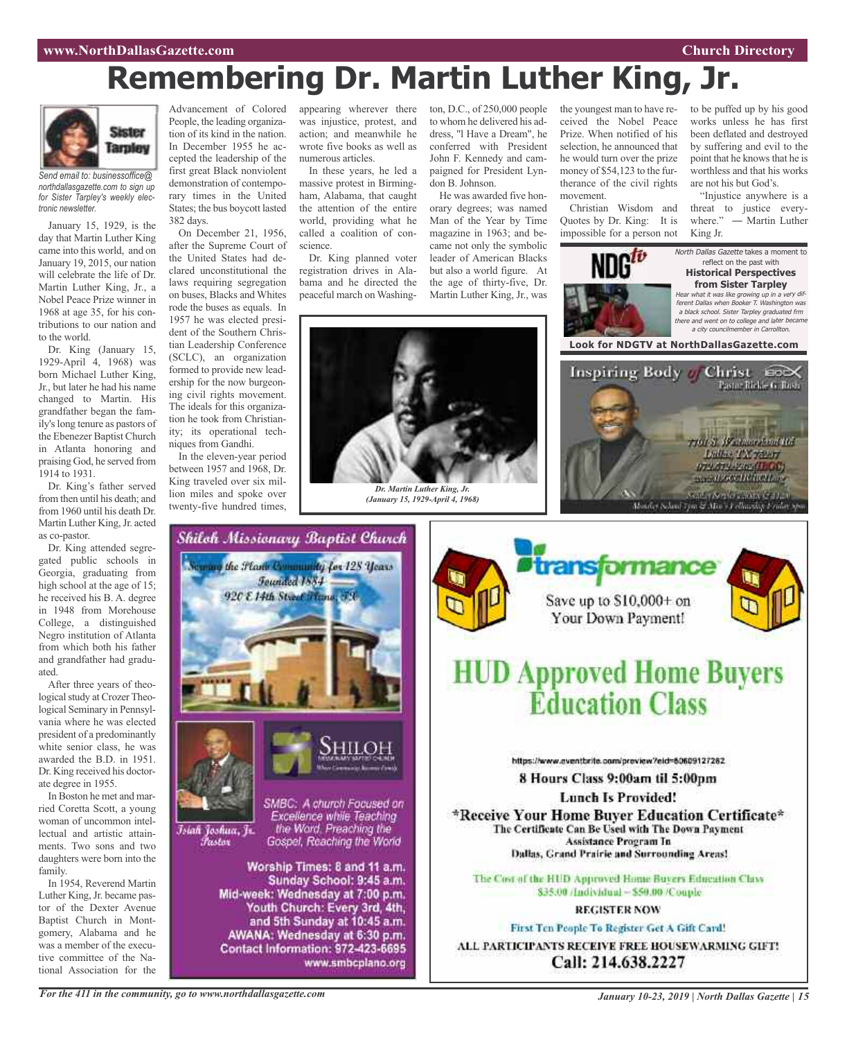# Remembering Dr. Martin Luther King, Jr.

Sister Tarpley

*Send email to: businessoffice@northdallasgazette.com to sign up for Sister Tarpley's weekly electronic newsletter.*

January 15, 1929, is the day that Martin Luther King came into this world, and on January 19, 2015, our nation will celebrate the life of Dr. Martin Luther King, Jr., a Nobel Peace Prize winner in 1968 at age 35, for his contributions to our nation and to the world.

Dr. King (January 15, 1929-April 4, 1968) was born Michael Luther King, Jr., but later he had his name changed to Martin. His grandfather began the family's long tenure as pastors of the Ebenezer Baptist Church in Atlanta honoring and praising God, he served from 1914 to 1931.

Dr. King's father served from then until his death; and from 1960 until his death Dr. Martin Luther King, Jr. acted as co-pastor.

Dr. King attended segregated public schools in Georgia, graduating from high school at the age of 15; he received his B. A. degree in 1948 from Morehouse College, a distinguished Negro institution of Atlanta from which both his father and grandfather had graduated.

After three years of theological study at Crozer Theological Seminary in Pennsylvania where he was elected president of a predominantly white senior class, he was awarded the B.D. in 1951. Dr. King received his doctorate degree in 1955.

In Boston he met and married Coretta Scott, a young woman of uncommon intellectual and artistic attainments. Two sons and two daughters were born into the family.

In 1954, Reverend Martin Luther King, Jr. became pastor of the Dexter Avenue Baptist Church in Montgomery, Alabama and he was a member of the executive committee of the National Association for the Advancement of Colored People, the leading organization of its kind in the nation. In December 1955 he accepted the leadership of the first great Black nonviolent demonstration of contemporary times in the United States; the bus boycott lasted 382 days.

On December 21, 1956, after the Supreme Court of the United States had declared unconstitutional the laws requiring segregation on buses, Blacks and Whites rode the buses as equals. In 1957 he was elected president of the Southern Christian Leadership Conference (SCLC), an organization formed to provide new leadership for the now burgeoning civil rights movement. The ideals for this organization he took from Christianity; its operational techniques from Gandhi.

In the eleven-year period between 1957 and 1968, Dr. King traveled over six million miles and spoke over twenty-five hundred times, appearing wherever there was injustice, protest, and action; and meanwhile he wrote five books as well as numerous articles.

In these years, he led a massive protest in Birmingham, Alabama, that caught the attention of the entire world, providing what he called a coalition of conscience.

Dr. King planned voter registration drives in Alabama and he directed the peaceful march on Washington, D.C., of 250,000 people to whom he delivered his address, "l Have a Dream", he conferred with President John F. Kennedy and campaigned for President Lyndon B. Johnson.

He was awarded five honorary degrees; was named Man of the Year by Time magazine in 1963; and became not only the symbolic leader of American Blacks but also a world figure. At the age of thirty-five, Dr. Martin Luther King, Jr., was the youngest man to have received the Nobel Peace Prize. When notified of his selection, he announced that he would turn over the prize money of $54,123 to the furtherance of the civil rights movement.

Christian Wisdom and Quotes by Dr. King: It is impossible for a person not to be puffed up by his good works unless he has first been deflated and destroyed by suffering and evil to the point that he knows that he is worthless and that his works are not his but God's.

"Injustice anywhere is a threat to justice everywhere." — Martin Luther King Jr.

*Dr. Martin Luther King, Jr. (January 15, 1929-April 4, 1968)*

NDGtv

*North Dallas Gazette* takes a moment to reflect on the past with **Historical Perspectives from Sister Tarpley**

*Hear what it was like growing up in a very different Dallas when Booker T. Washington was a black school. Sister Tarpley graduated frm there and went on to college and later became a city councilmember in Carrollton.*

**Look for NDGTV at NorthDallasGazette.com**

Inspiring Body of Christ
Pastor Rickie G. Rush
7701 S. Westmoreland Rd
Dallas, TX 75237
972.372.4262 (IBOC)
www.IBOCCHURCH.org
Sunday Service 8am & 11am
Monday School 7pm & Men's Fellowship Friday 8pm

## Shiloh Missionary Baptist Church

*Serving the Plano Community for 128 Years*
*Founded 1884*
*920 E 14th Street Plano, TX*

SHILOH
Missionary Baptist Church
Where Community Becomes Family

*Isiah Joshua, Jr. Pastor*

*SMBC: A church Focused on Excellence while Teaching the Word, Preaching the Gospel, Reaching the World*

**Worship Times: 8 and 11 a.m.**
**Sunday School: 9:45 a.m.**
**Mid-week: Wednesday at 7:00 p.m.**
**Youth Church: Every 3rd, 4th, and 5th Sunday at 10:45 a.m.**
**AWANA: Wednesday at 6:30 p.m.**
**Contact Information: 972-423-6695**
**www.smbcplano.org**

## transformance

Save up to $10,000+ on Your Down Payment!

# HUD Approved Home Buyers Education Class

https://www.eventbrite.com/preview?eid=80609127282

**8 Hours Class 9:00am til 5:00pm**

**Lunch Is Provided!**

**\*Receive Your Home Buyer Education Certificate\***

**The Certificate Can Be Used with The Down Payment Assistance Program In Dallas, Grand Prairie and Surrounding Areas!**

The Cost of the HUD Approved Home Buyers Education Class $35.00 /Individual ~ $50.00 /Couple

**REGISTER NOW**

**First Ten People To Register Get A Gift Card!**

**ALL PARTICIPANTS RECEIVE FREE HOUSEWARMING GIFT!**

**Call: 214.638.2227**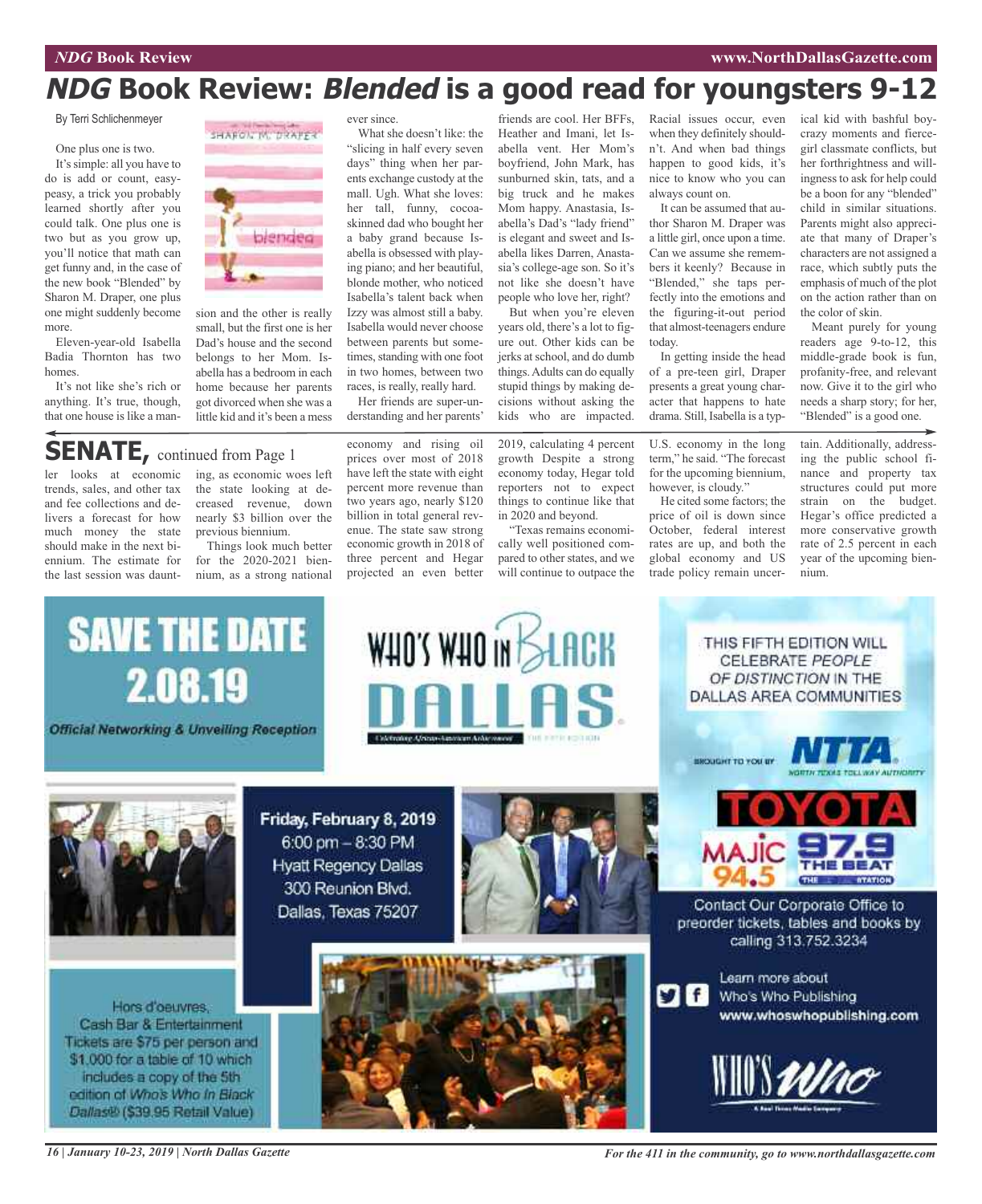# NDG Book Review: *Blended* is a good read for youngsters 9-12

By Terri Schlichenmeyer

One plus one is two.

It's simple: all you have to do is add or count, easy-peasy, a trick you probably learned shortly after you could talk. One plus one is two but as you grow up, you'll notice that math can get funny and, in the case of the new book "Blended" by Sharon M. Draper, one plus one might suddenly become more.

Eleven-year-old Isabella Badia Thornton has two homes.

It's not like she's rich or anything. It's true, though, that one house is like a mansion and the other is really small, but the first one is her Dad's house and the second belongs to her Mom. Isabella has a bedroom in each home because her parents got divorced when she was a little kid and it's been a mess ever since.

What she doesn't like: the "slicing in half every seven days" thing when her parents exchange custody at the mall. Ugh. What she loves: her tall, funny, cocoa-skinned dad who bought her a baby grand because Isabella is obsessed with playing piano; and her beautiful, blonde mother, who noticed Isabella's talent back when Izzy was almost still a baby. Isabella would never choose between parents but sometimes, standing with one foot in two homes, between two races, is really, really hard.

Her friends are super-understanding and her parents' friends are cool. Her BFFs, Heather and Imani, let Isabella vent. Her Mom's boyfriend, John Mark, has sunburned skin, tats, and a big truck and he makes Mom happy. Anastasia, Isabella's Dad's "lady friend" is elegant and sweet and Isabella likes Darren, Anastasia's college-age son. So it's not like she doesn't have people who love her, right?

But when you're eleven years old, there's a lot to figure out. Other kids can be jerks at school, and do dumb things. Adults can do equally stupid things by making decisions without asking the kids who are impacted. Racial issues occur, even when they definitely shouldn't. And when bad things happen to good kids, it's nice to know who you can always count on.

It can be assumed that author Sharon M. Draper was a little girl, once upon a time. Can we assume she remembers it keenly? Because in "Blended," she taps perfectly into the emotions and the figuring-it-out period that almost-teenagers endure today.

In getting inside the head of a pre-teen girl, Draper presents a great young character that happens to hate drama. Still, Isabella is a typical kid with bashful boy-crazy moments and fierce-girl classmate conflicts, but her forthrightness and willingness to ask for help could be a boon for any "blended" child in similar situations. Parents might also appreciate that many of Draper's characters are not assigned a race, which subtly puts the emphasis of much of the plot on the action rather than on the color of skin.

Meant purely for young readers age 9-to-12, this middle-grade book is fun, profanity-free, and relevant now. Give it to the girl who needs a sharp story; for her, "Blended" is a good one.

## SENATE, continued from Page 1

ler looks at economic trends, sales, and other tax and fee collections and delivers a forecast for how much money the state should make in the next biennium. The estimate for the last session was daunting, as economic woes left the state looking at decreased revenue, down nearly $3 billion over the previous biennium.

Things look much better for the 2020-2021 biennium, as a strong national economy and rising oil prices over most of 2018 have left the state with eight percent more revenue than two years ago, nearly $120 billion in total general revenue. The state saw strong economic growth in 2018 of three percent and Hegar projected an even better 2019, calculating 4 percent growth Despite a strong economy today, Hegar told reporters not to expect things to continue like that in 2020 and beyond.

"Texas remains economically well positioned compared to other states, and we will continue to outpace the U.S. economy in the long term," he said. "The forecast for the upcoming biennium, however, is cloudy."

He cited some factors; the price of oil is down since October, federal interest rates are up, and both the global economy and US trade policy remain uncertain. Additionally, addressing the public school finance and property tax structures could put more strain on the budget. Hegar's office predicted a more conservative growth rate of 2.5 percent in each year of the upcoming biennium.

SAVE THE DATE 2.08.19

Official Networking & Unveiling Reception

WHO'S WHO IN BLACK DALLAS

THIS FIFTH EDITION WILL CELEBRATE PEOPLE OF DISTINCTION IN THE DALLAS AREA COMMUNITIES

BROUGHT TO YOU BY NTTA NORTH TEXAS TOLLWAY AUTHORITY, TOYOTA, MAJIC 94.5, 97.9 THE BEAT

Friday, February 8, 2019
6:00 pm – 8:30 PM
Hyatt Regency Dallas
300 Reunion Blvd.
Dallas, Texas 75207

Contact Our Corporate Office to preorder tickets, tables and books by calling 313.752.3234

Hors d'oeuvres, Cash Bar & Entertainment
Tickets are $75 per person and $1,000 for a table of 10 which includes a copy of the 5th edition of *Who's Who In Black Dallas®* ($39.95 Retail Value)

Learn more about Who's Who Publishing
www.whoswhopublishing.com

WHO'S WHO